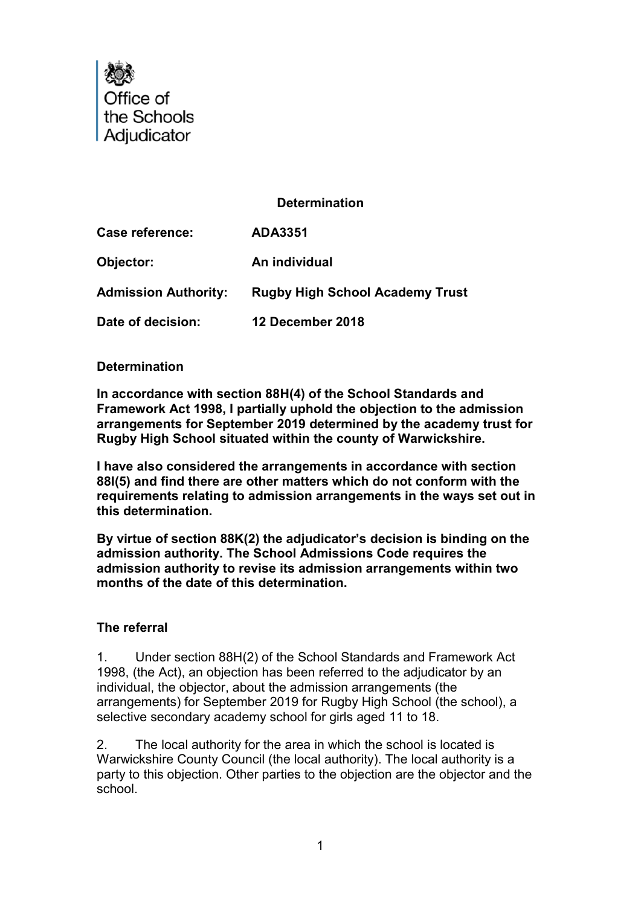Office of the Schools Adjudicator

**Determination**

| | |
|---|---|
| **Case reference:** | **ADA3351** |
| **Objector:** | **An individual** |
| **Admission Authority:** | **Rugby High School Academy Trust** |
| **Date of decision:** | **12 December 2018** |

## Determination

**In accordance with section 88H(4) of the School Standards and Framework Act 1998, I partially uphold the objection to the admission arrangements for September 2019 determined by the academy trust for Rugby High School situated within the county of Warwickshire.**

**I have also considered the arrangements in accordance with section 88I(5) and find there are other matters which do not conform with the requirements relating to admission arrangements in the ways set out in this determination.**

**By virtue of section 88K(2) the adjudicator's decision is binding on the admission authority. The School Admissions Code requires the admission authority to revise its admission arrangements within two months of the date of this determination.**

## The referral

1. Under section 88H(2) of the School Standards and Framework Act 1998, (the Act), an objection has been referred to the adjudicator by an individual, the objector, about the admission arrangements (the arrangements) for September 2019 for Rugby High School (the school), a selective secondary academy school for girls aged 11 to 18.

2. The local authority for the area in which the school is located is Warwickshire County Council (the local authority). The local authority is a party to this objection. Other parties to the objection are the objector and the school.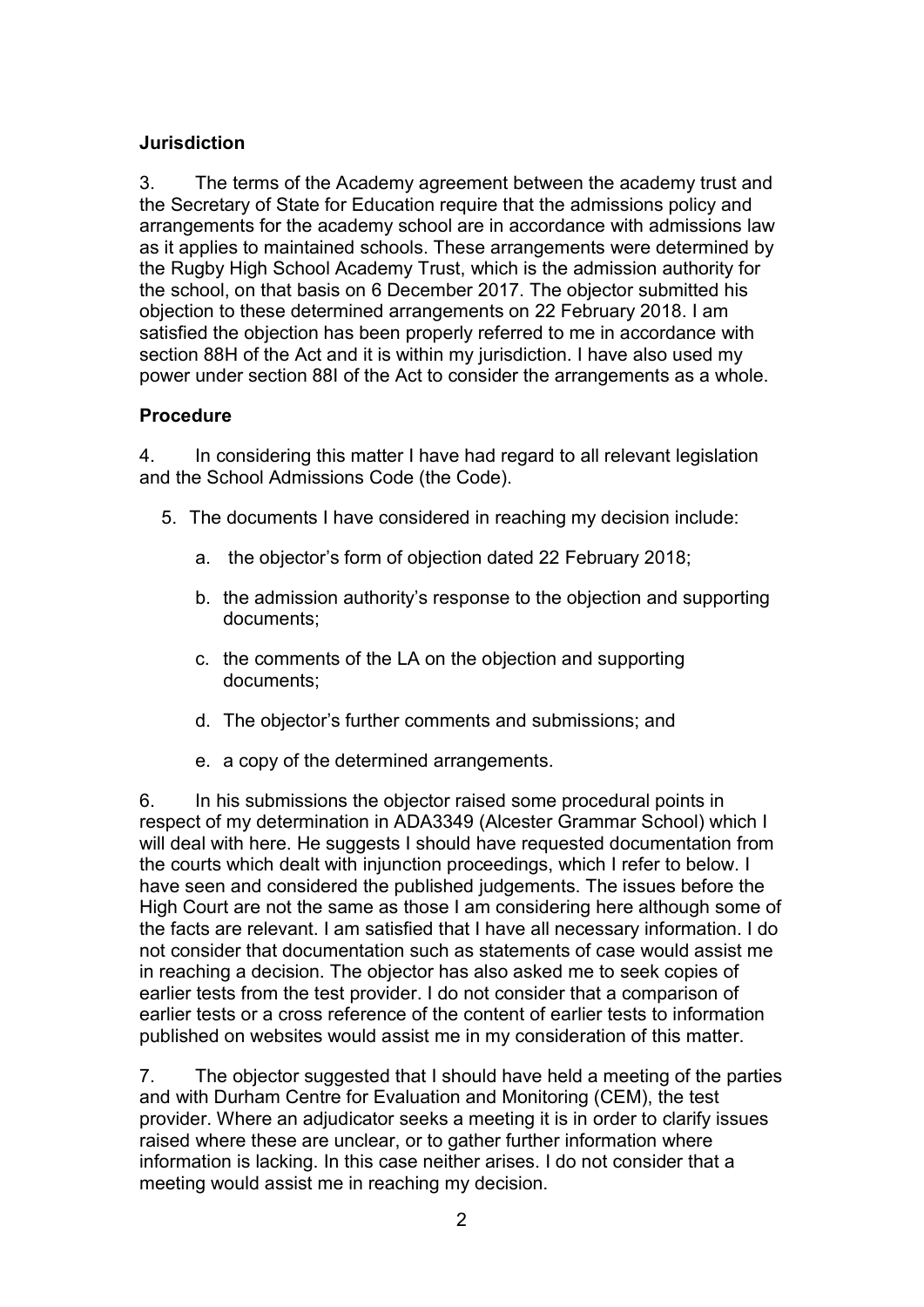## Jurisdiction

3. The terms of the Academy agreement between the academy trust and the Secretary of State for Education require that the admissions policy and arrangements for the academy school are in accordance with admissions law as it applies to maintained schools. These arrangements were determined by the Rugby High School Academy Trust, which is the admission authority for the school, on that basis on 6 December 2017. The objector submitted his objection to these determined arrangements on 22 February 2018. I am satisfied the objection has been properly referred to me in accordance with section 88H of the Act and it is within my jurisdiction. I have also used my power under section 88I of the Act to consider the arrangements as a whole.

## Procedure

4. In considering this matter I have had regard to all relevant legislation and the School Admissions Code (the Code).

5. The documents I have considered in reaching my decision include:

   a. the objector's form of objection dated 22 February 2018;

   b. the admission authority's response to the objection and supporting documents;

   c. the comments of the LA on the objection and supporting documents;

   d. The objector's further comments and submissions; and

   e. a copy of the determined arrangements.

6. In his submissions the objector raised some procedural points in respect of my determination in ADA3349 (Alcester Grammar School) which I will deal with here. He suggests I should have requested documentation from the courts which dealt with injunction proceedings, which I refer to below. I have seen and considered the published judgements. The issues before the High Court are not the same as those I am considering here although some of the facts are relevant. I am satisfied that I have all necessary information. I do not consider that documentation such as statements of case would assist me in reaching a decision. The objector has also asked me to seek copies of earlier tests from the test provider. I do not consider that a comparison of earlier tests or a cross reference of the content of earlier tests to information published on websites would assist me in my consideration of this matter.

7. The objector suggested that I should have held a meeting of the parties and with Durham Centre for Evaluation and Monitoring (CEM), the test provider. Where an adjudicator seeks a meeting it is in order to clarify issues raised where these are unclear, or to gather further information where information is lacking. In this case neither arises. I do not consider that a meeting would assist me in reaching my decision.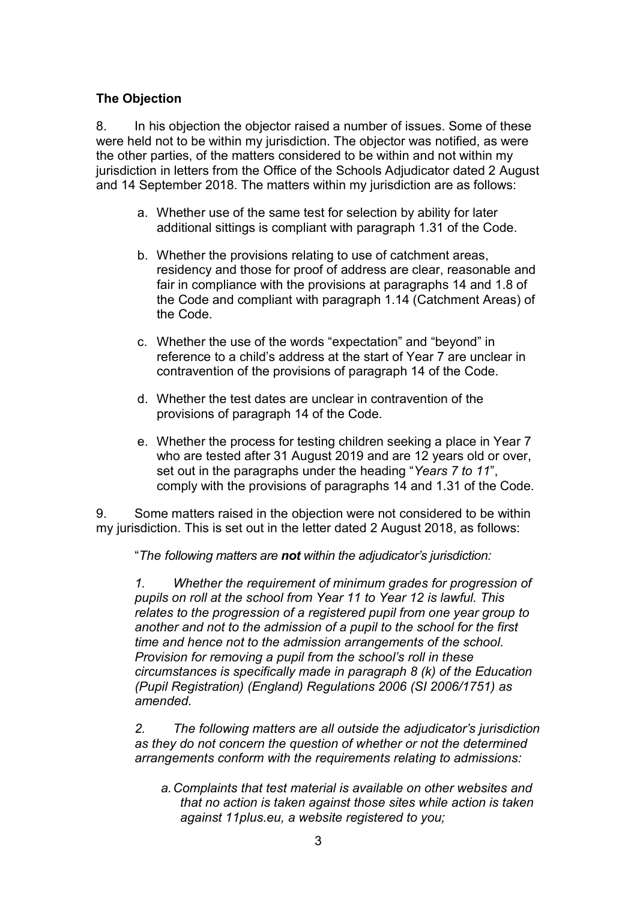**The Objection**

8. In his objection the objector raised a number of issues. Some of these were held not to be within my jurisdiction. The objector was notified, as were the other parties, of the matters considered to be within and not within my jurisdiction in letters from the Office of the Schools Adjudicator dated 2 August and 14 September 2018. The matters within my jurisdiction are as follows:

   a. Whether use of the same test for selection by ability for later additional sittings is compliant with paragraph 1.31 of the Code.

   b. Whether the provisions relating to use of catchment areas, residency and those for proof of address are clear, reasonable and fair in compliance with the provisions at paragraphs 14 and 1.8 of the Code and compliant with paragraph 1.14 (Catchment Areas) of the Code.

   c. Whether the use of the words "expectation" and "beyond" in reference to a child's address at the start of Year 7 are unclear in contravention of the provisions of paragraph 14 of the Code.

   d. Whether the test dates are unclear in contravention of the provisions of paragraph 14 of the Code.

   e. Whether the process for testing children seeking a place in Year 7 who are tested after 31 August 2019 and are 12 years old or over, set out in the paragraphs under the heading "*Years 7 to 11*", comply with the provisions of paragraphs 14 and 1.31 of the Code.

9. Some matters raised in the objection were not considered to be within my jurisdiction. This is set out in the letter dated 2 August 2018, as follows:

"*The following matters are **not** within the adjudicator's jurisdiction:*

*1. Whether the requirement of minimum grades for progression of pupils on roll at the school from Year 11 to Year 12 is lawful. This relates to the progression of a registered pupil from one year group to another and not to the admission of a pupil to the school for the first time and hence not to the admission arrangements of the school. Provision for removing a pupil from the school's roll in these circumstances is specifically made in paragraph 8 (k) of the Education (Pupil Registration) (England) Regulations 2006 (SI 2006/1751) as amended.*

*2. The following matters are all outside the adjudicator's jurisdiction as they do not concern the question of whether or not the determined arrangements conform with the requirements relating to admissions:*

*a. Complaints that test material is available on other websites and that no action is taken against those sites while action is taken against 11plus.eu, a website registered to you;*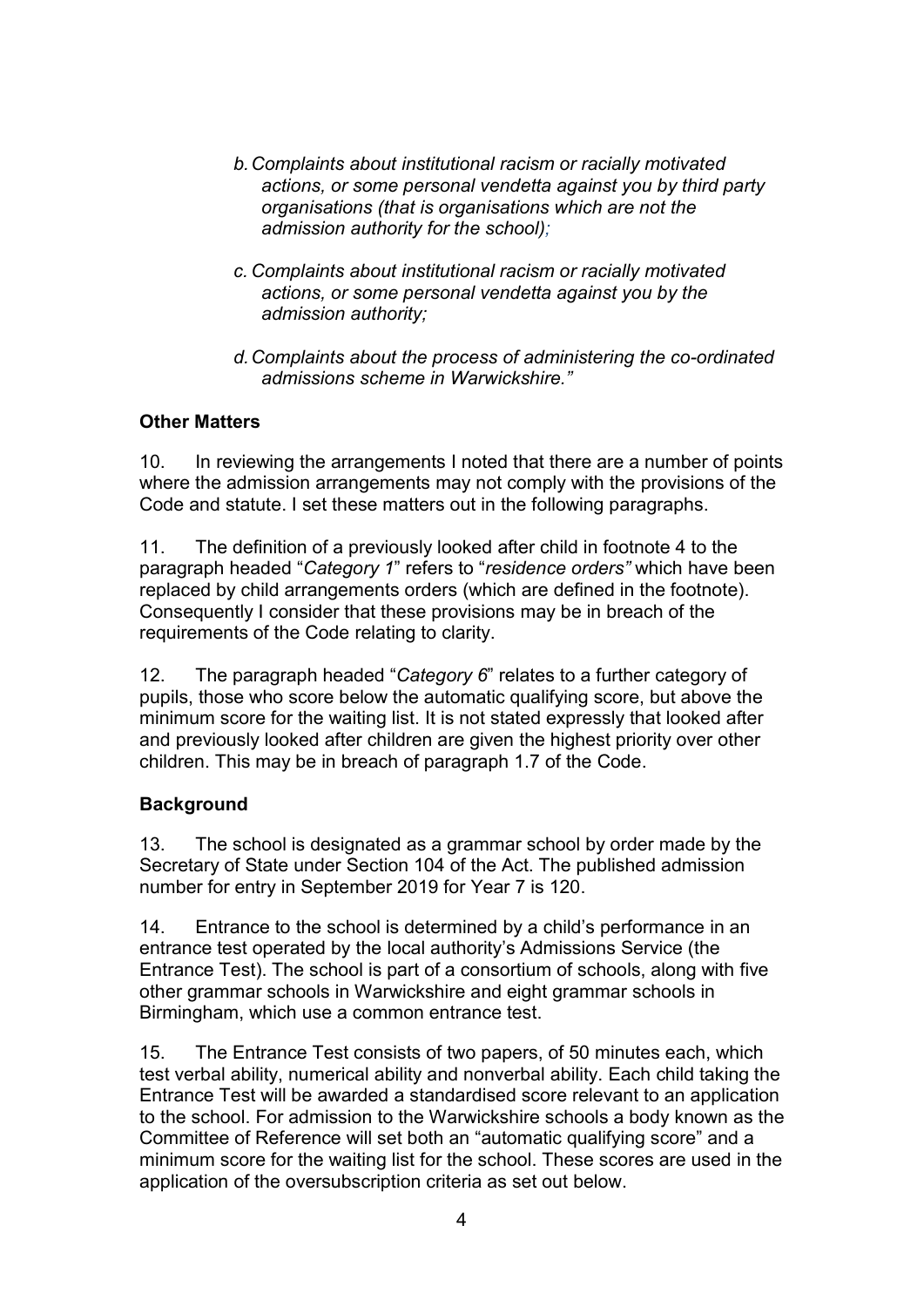b. *Complaints about institutional racism or racially motivated actions, or some personal vendetta against you by third party organisations (that is organisations which are not the admission authority for the school);*

c. *Complaints about institutional racism or racially motivated actions, or some personal vendetta against you by the admission authority;*

d. *Complaints about the process of administering the co-ordinated admissions scheme in Warwickshire."*

**Other Matters**

10. In reviewing the arrangements I noted that there are a number of points where the admission arrangements may not comply with the provisions of the Code and statute. I set these matters out in the following paragraphs.

11. The definition of a previously looked after child in footnote 4 to the paragraph headed "*Category 1*" refers to "*residence orders"* which have been replaced by child arrangements orders (which are defined in the footnote). Consequently I consider that these provisions may be in breach of the requirements of the Code relating to clarity.

12. The paragraph headed "*Category 6*" relates to a further category of pupils, those who score below the automatic qualifying score, but above the minimum score for the waiting list. It is not stated expressly that looked after and previously looked after children are given the highest priority over other children. This may be in breach of paragraph 1.7 of the Code.

**Background**

13. The school is designated as a grammar school by order made by the Secretary of State under Section 104 of the Act. The published admission number for entry in September 2019 for Year 7 is 120.

14. Entrance to the school is determined by a child's performance in an entrance test operated by the local authority's Admissions Service (the Entrance Test). The school is part of a consortium of schools, along with five other grammar schools in Warwickshire and eight grammar schools in Birmingham, which use a common entrance test.

15. The Entrance Test consists of two papers, of 50 minutes each, which test verbal ability, numerical ability and nonverbal ability. Each child taking the Entrance Test will be awarded a standardised score relevant to an application to the school. For admission to the Warwickshire schools a body known as the Committee of Reference will set both an "automatic qualifying score" and a minimum score for the waiting list for the school. These scores are used in the application of the oversubscription criteria as set out below.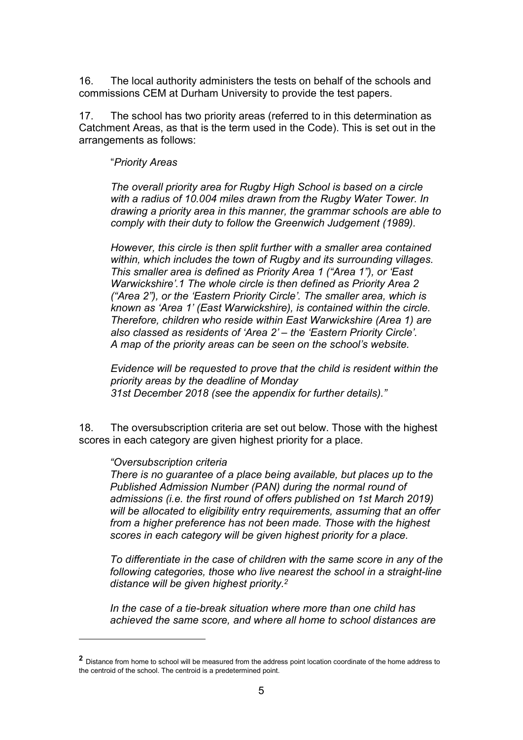16. The local authority administers the tests on behalf of the schools and commissions CEM at Durham University to provide the test papers.

17. The school has two priority areas (referred to in this determination as Catchment Areas, as that is the term used in the Code). This is set out in the arrangements as follows:

> "*Priority Areas*
>
> *The overall priority area for Rugby High School is based on a circle with a radius of 10.004 miles drawn from the Rugby Water Tower. In drawing a priority area in this manner, the grammar schools are able to comply with their duty to follow the Greenwich Judgement (1989).*
>
> *However, this circle is then split further with a smaller area contained within, which includes the town of Rugby and its surrounding villages. This smaller area is defined as Priority Area 1 ("Area 1"), or 'East Warwickshire'.1 The whole circle is then defined as Priority Area 2 ("Area 2"), or the 'Eastern Priority Circle'. The smaller area, which is known as 'Area 1' (East Warwickshire), is contained within the circle. Therefore, children who reside within East Warwickshire (Area 1) are also classed as residents of 'Area 2' – the 'Eastern Priority Circle'. A map of the priority areas can be seen on the school's website.*
>
> *Evidence will be requested to prove that the child is resident within the priority areas by the deadline of Monday 31st December 2018 (see the appendix for further details)."*

18. The oversubscription criteria are set out below. Those with the highest scores in each category are given highest priority for a place.

> *"Oversubscription criteria*
> *There is no guarantee of a place being available, but places up to the Published Admission Number (PAN) during the normal round of admissions (i.e. the first round of offers published on 1st March 2019) will be allocated to eligibility entry requirements, assuming that an offer from a higher preference has not been made. Those with the highest scores in each category will be given highest priority for a place.*
>
> *To differentiate in the case of children with the same score in any of the following categories, those who live nearest the school in a straight-line distance will be given highest priority.*[2]
>
> *In the case of a tie-break situation where more than one child has achieved the same score, and where all home to school distances are*

[2] Distance from home to school will be measured from the address point location coordinate of the home address to the centroid of the school. The centroid is a predetermined point.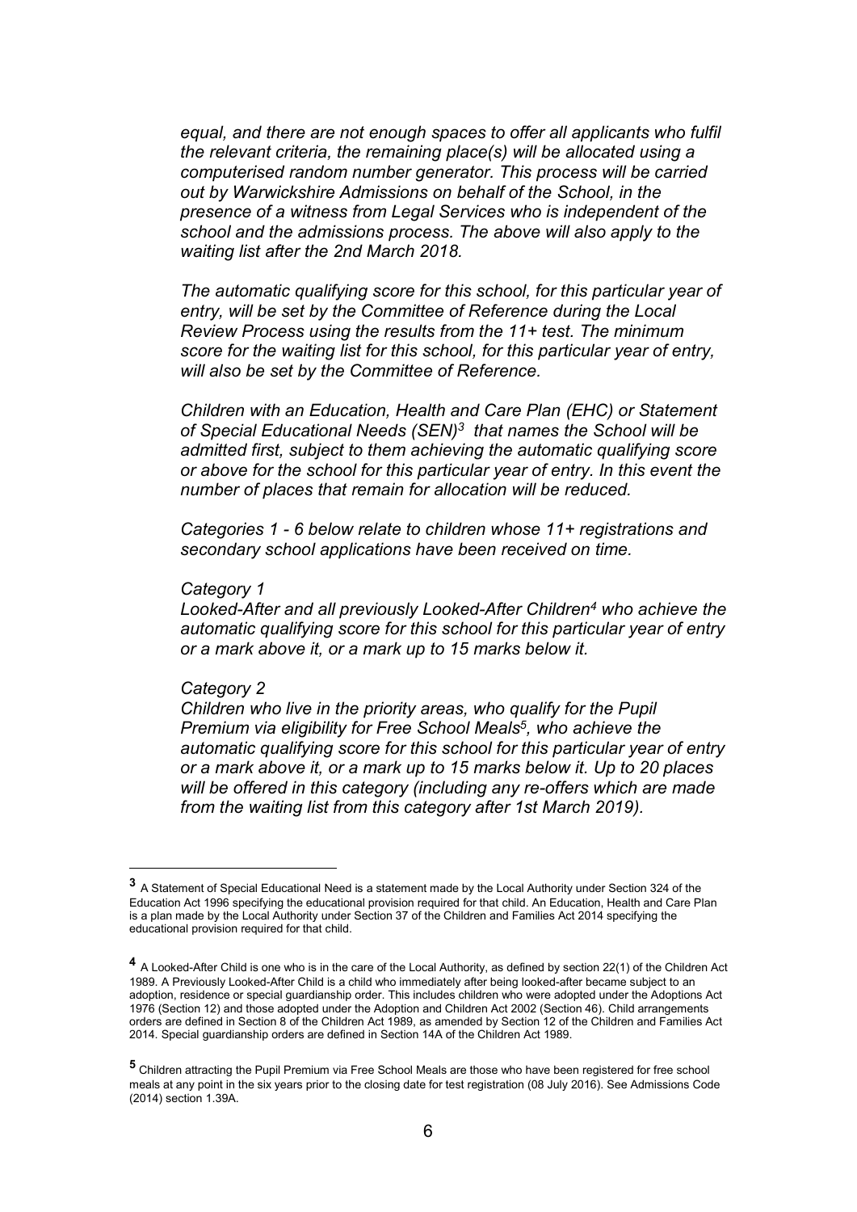*equal, and there are not enough spaces to offer all applicants who fulfil the relevant criteria, the remaining place(s) will be allocated using a computerised random number generator. This process will be carried out by Warwickshire Admissions on behalf of the School, in the presence of a witness from Legal Services who is independent of the school and the admissions process. The above will also apply to the waiting list after the 2nd March 2018.*

*The automatic qualifying score for this school, for this particular year of entry, will be set by the Committee of Reference during the Local Review Process using the results from the 11+ test. The minimum score for the waiting list for this school, for this particular year of entry, will also be set by the Committee of Reference.*

*Children with an Education, Health and Care Plan (EHC) or Statement of Special Educational Needs (SEN)[3] that names the School will be admitted first, subject to them achieving the automatic qualifying score or above for the school for this particular year of entry. In this event the number of places that remain for allocation will be reduced.*

*Categories 1 - 6 below relate to children whose 11+ registrations and secondary school applications have been received on time.*

*Category 1*
*Looked-After and all previously Looked-After Children[4] who achieve the automatic qualifying score for this school for this particular year of entry or a mark above it, or a mark up to 15 marks below it.*

*Category 2*
*Children who live in the priority areas, who qualify for the Pupil Premium via eligibility for Free School Meals[5], who achieve the automatic qualifying score for this school for this particular year of entry or a mark above it, or a mark up to 15 marks below it. Up to 20 places will be offered in this category (including any re-offers which are made from the waiting list from this category after 1st March 2019).*

---

**3** A Statement of Special Educational Need is a statement made by the Local Authority under Section 324 of the Education Act 1996 specifying the educational provision required for that child. An Education, Health and Care Plan is a plan made by the Local Authority under Section 37 of the Children and Families Act 2014 specifying the educational provision required for that child.

**4** A Looked-After Child is one who is in the care of the Local Authority, as defined by section 22(1) of the Children Act 1989. A Previously Looked-After Child is a child who immediately after being looked-after became subject to an adoption, residence or special guardianship order. This includes children who were adopted under the Adoptions Act 1976 (Section 12) and those adopted under the Adoption and Children Act 2002 (Section 46). Child arrangements orders are defined in Section 8 of the Children Act 1989, as amended by Section 12 of the Children and Families Act 2014. Special guardianship orders are defined in Section 14A of the Children Act 1989.

**5** Children attracting the Pupil Premium via Free School Meals are those who have been registered for free school meals at any point in the six years prior to the closing date for test registration (08 July 2016). See Admissions Code (2014) section 1.39A.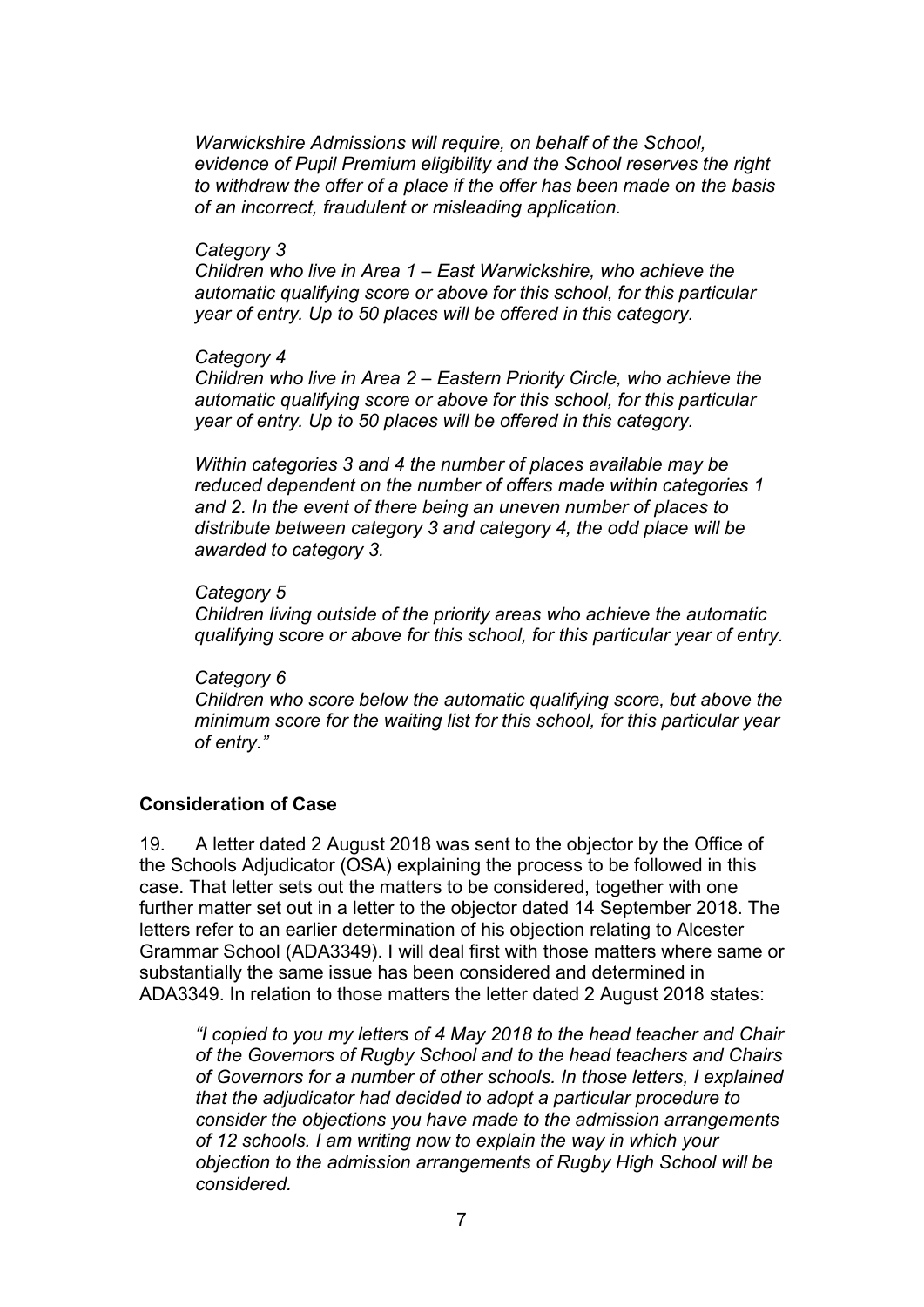*Warwickshire Admissions will require, on behalf of the School, evidence of Pupil Premium eligibility and the School reserves the right to withdraw the offer of a place if the offer has been made on the basis of an incorrect, fraudulent or misleading application.*

*Category 3*
*Children who live in Area 1 – East Warwickshire, who achieve the automatic qualifying score or above for this school, for this particular year of entry. Up to 50 places will be offered in this category.*

*Category 4*
*Children who live in Area 2 – Eastern Priority Circle, who achieve the automatic qualifying score or above for this school, for this particular year of entry. Up to 50 places will be offered in this category.*

*Within categories 3 and 4 the number of places available may be reduced dependent on the number of offers made within categories 1 and 2. In the event of there being an uneven number of places to distribute between category 3 and category 4, the odd place will be awarded to category 3.*

*Category 5*
*Children living outside of the priority areas who achieve the automatic qualifying score or above for this school, for this particular year of entry.*

*Category 6*
*Children who score below the automatic qualifying score, but above the minimum score for the waiting list for this school, for this particular year of entry."*

## Consideration of Case

19. A letter dated 2 August 2018 was sent to the objector by the Office of the Schools Adjudicator (OSA) explaining the process to be followed in this case. That letter sets out the matters to be considered, together with one further matter set out in a letter to the objector dated 14 September 2018. The letters refer to an earlier determination of his objection relating to Alcester Grammar School (ADA3349). I will deal first with those matters where same or substantially the same issue has been considered and determined in ADA3349. In relation to those matters the letter dated 2 August 2018 states:

> *"I copied to you my letters of 4 May 2018 to the head teacher and Chair of the Governors of Rugby School and to the head teachers and Chairs of Governors for a number of other schools. In those letters, I explained that the adjudicator had decided to adopt a particular procedure to consider the objections you have made to the admission arrangements of 12 schools. I am writing now to explain the way in which your objection to the admission arrangements of Rugby High School will be considered.*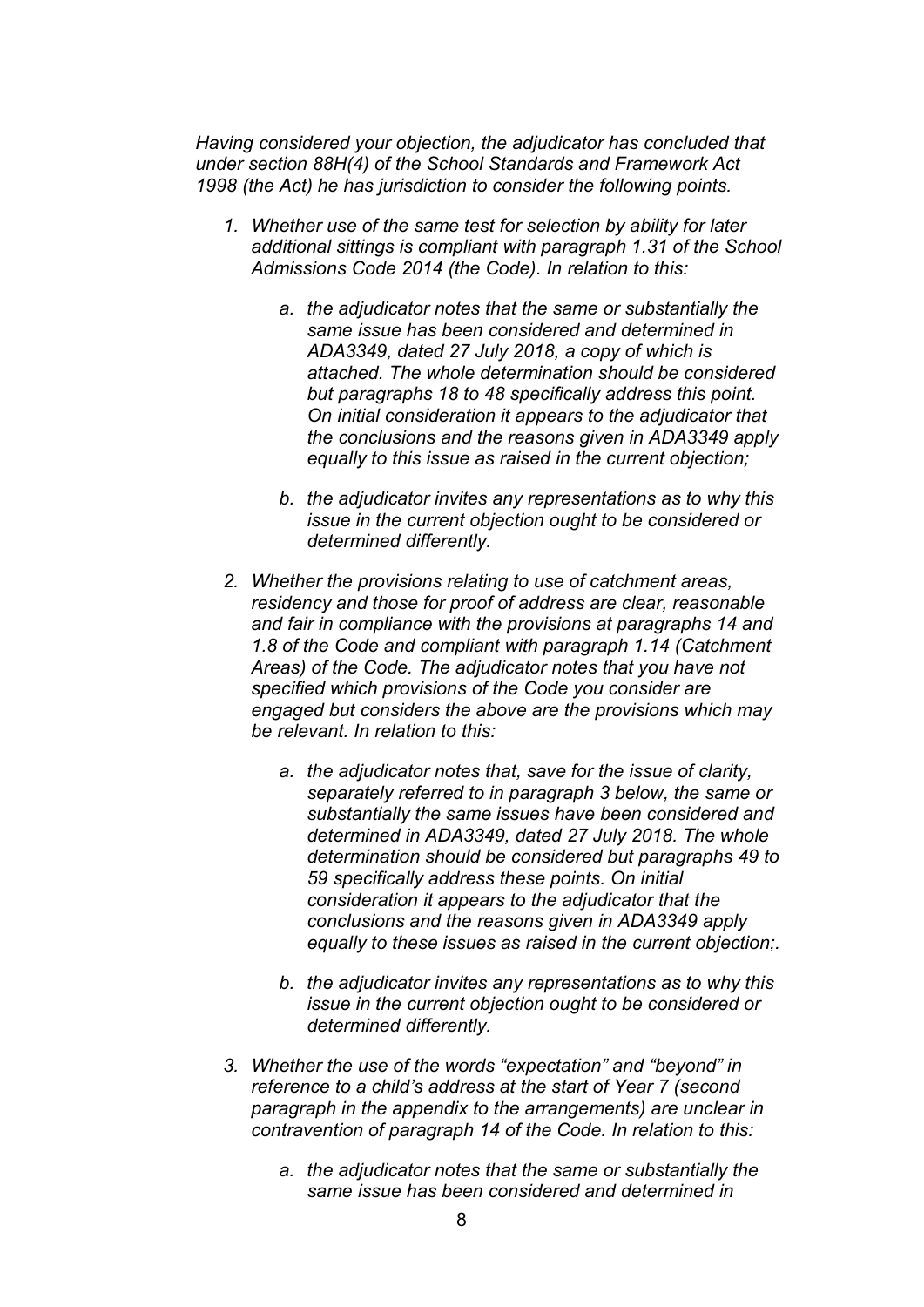*Having considered your objection, the adjudicator has concluded that under section 88H(4) of the School Standards and Framework Act 1998 (the Act) he has jurisdiction to consider the following points.*

1. *Whether use of the same test for selection by ability for later additional sittings is compliant with paragraph 1.31 of the School Admissions Code 2014 (the Code). In relation to this:*

    a. *the adjudicator notes that the same or substantially the same issue has been considered and determined in ADA3349, dated 27 July 2018, a copy of which is attached. The whole determination should be considered but paragraphs 18 to 48 specifically address this point. On initial consideration it appears to the adjudicator that the conclusions and the reasons given in ADA3349 apply equally to this issue as raised in the current objection;*

    b. *the adjudicator invites any representations as to why this issue in the current objection ought to be considered or determined differently.*

2. *Whether the provisions relating to use of catchment areas, residency and those for proof of address are clear, reasonable and fair in compliance with the provisions at paragraphs 14 and 1.8 of the Code and compliant with paragraph 1.14 (Catchment Areas) of the Code. The adjudicator notes that you have not specified which provisions of the Code you consider are engaged but considers the above are the provisions which may be relevant. In relation to this:*

    a. *the adjudicator notes that, save for the issue of clarity, separately referred to in paragraph 3 below, the same or substantially the same issues have been considered and determined in ADA3349, dated 27 July 2018. The whole determination should be considered but paragraphs 49 to 59 specifically address these points. On initial consideration it appears to the adjudicator that the conclusions and the reasons given in ADA3349 apply equally to these issues as raised in the current objection;.*

    b. *the adjudicator invites any representations as to why this issue in the current objection ought to be considered or determined differently.*

3. *Whether the use of the words "expectation" and "beyond" in reference to a child's address at the start of Year 7 (second paragraph in the appendix to the arrangements) are unclear in contravention of paragraph 14 of the Code. In relation to this:*

    a. *the adjudicator notes that the same or substantially the same issue has been considered and determined in*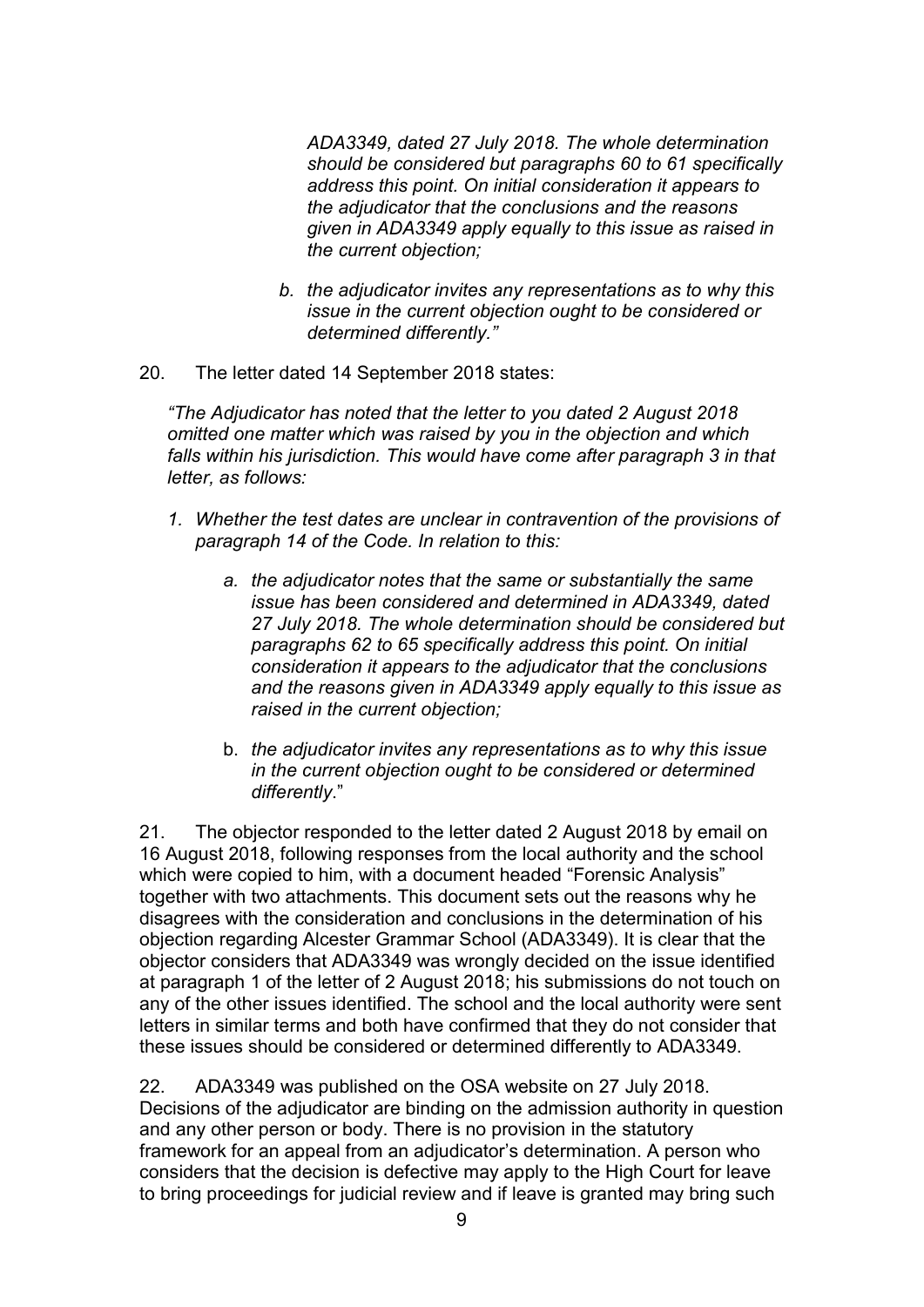*ADA3349, dated 27 July 2018. The whole determination should be considered but paragraphs 60 to 61 specifically address this point. On initial consideration it appears to the adjudicator that the conclusions and the reasons given in ADA3349 apply equally to this issue as raised in the current objection;*

*b. the adjudicator invites any representations as to why this issue in the current objection ought to be considered or determined differently."*

20. The letter dated 14 September 2018 states:

*"The Adjudicator has noted that the letter to you dated 2 August 2018 omitted one matter which was raised by you in the objection and which falls within his jurisdiction. This would have come after paragraph 3 in that letter, as follows:*

1. *Whether the test dates are unclear in contravention of the provisions of paragraph 14 of the Code. In relation to this:*

    a. *the adjudicator notes that the same or substantially the same issue has been considered and determined in ADA3349, dated 27 July 2018. The whole determination should be considered but paragraphs 62 to 65 specifically address this point. On initial consideration it appears to the adjudicator that the conclusions and the reasons given in ADA3349 apply equally to this issue as raised in the current objection;*

    b. *the adjudicator invites any representations as to why this issue in the current objection ought to be considered or determined differently.*"

21. The objector responded to the letter dated 2 August 2018 by email on 16 August 2018, following responses from the local authority and the school which were copied to him, with a document headed "Forensic Analysis" together with two attachments. This document sets out the reasons why he disagrees with the consideration and conclusions in the determination of his objection regarding Alcester Grammar School (ADA3349). It is clear that the objector considers that ADA3349 was wrongly decided on the issue identified at paragraph 1 of the letter of 2 August 2018; his submissions do not touch on any of the other issues identified. The school and the local authority were sent letters in similar terms and both have confirmed that they do not consider that these issues should be considered or determined differently to ADA3349.

22. ADA3349 was published on the OSA website on 27 July 2018. Decisions of the adjudicator are binding on the admission authority in question and any other person or body. There is no provision in the statutory framework for an appeal from an adjudicator's determination. A person who considers that the decision is defective may apply to the High Court for leave to bring proceedings for judicial review and if leave is granted may bring such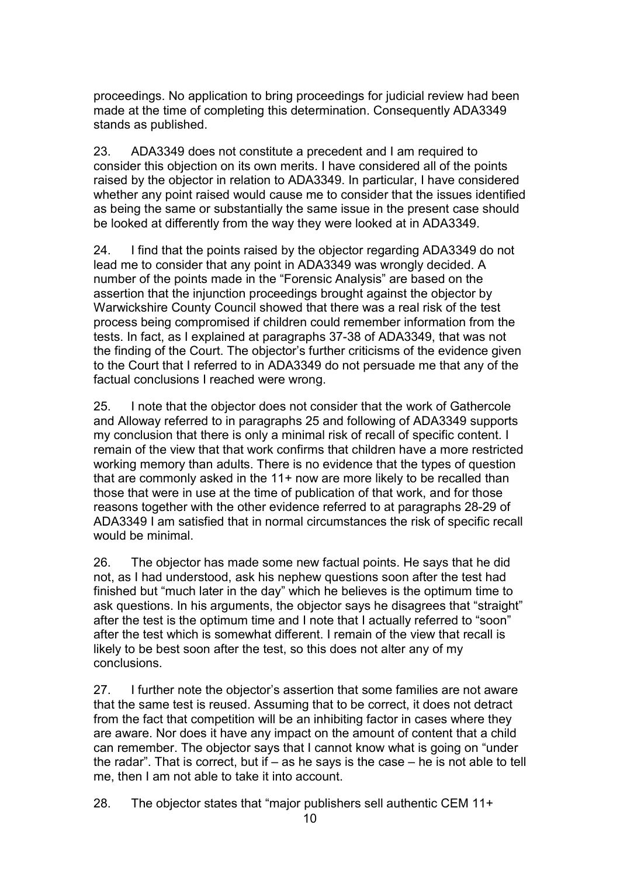proceedings. No application to bring proceedings for judicial review had been made at the time of completing this determination. Consequently ADA3349 stands as published.

23. ADA3349 does not constitute a precedent and I am required to consider this objection on its own merits. I have considered all of the points raised by the objector in relation to ADA3349. In particular, I have considered whether any point raised would cause me to consider that the issues identified as being the same or substantially the same issue in the present case should be looked at differently from the way they were looked at in ADA3349.

24. I find that the points raised by the objector regarding ADA3349 do not lead me to consider that any point in ADA3349 was wrongly decided. A number of the points made in the "Forensic Analysis" are based on the assertion that the injunction proceedings brought against the objector by Warwickshire County Council showed that there was a real risk of the test process being compromised if children could remember information from the tests. In fact, as I explained at paragraphs 37-38 of ADA3349, that was not the finding of the Court. The objector's further criticisms of the evidence given to the Court that I referred to in ADA3349 do not persuade me that any of the factual conclusions I reached were wrong.

25. I note that the objector does not consider that the work of Gathercole and Alloway referred to in paragraphs 25 and following of ADA3349 supports my conclusion that there is only a minimal risk of recall of specific content. I remain of the view that that work confirms that children have a more restricted working memory than adults. There is no evidence that the types of question that are commonly asked in the 11+ now are more likely to be recalled than those that were in use at the time of publication of that work, and for those reasons together with the other evidence referred to at paragraphs 28-29 of ADA3349 I am satisfied that in normal circumstances the risk of specific recall would be minimal.

26. The objector has made some new factual points. He says that he did not, as I had understood, ask his nephew questions soon after the test had finished but "much later in the day" which he believes is the optimum time to ask questions. In his arguments, the objector says he disagrees that "straight" after the test is the optimum time and I note that I actually referred to "soon" after the test which is somewhat different. I remain of the view that recall is likely to be best soon after the test, so this does not alter any of my conclusions.

27. I further note the objector's assertion that some families are not aware that the same test is reused. Assuming that to be correct, it does not detract from the fact that competition will be an inhibiting factor in cases where they are aware. Nor does it have any impact on the amount of content that a child can remember. The objector says that I cannot know what is going on "under the radar". That is correct, but if – as he says is the case – he is not able to tell me, then I am not able to take it into account.

28. The objector states that "major publishers sell authentic CEM 11+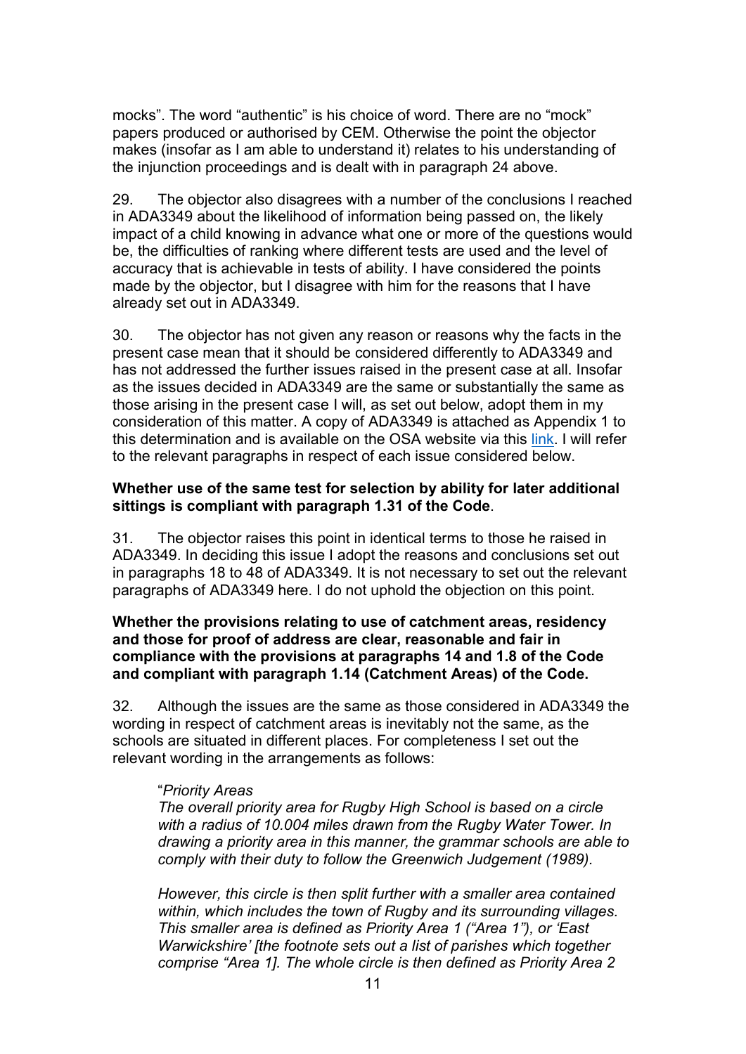mocks". The word "authentic" is his choice of word. There are no "mock" papers produced or authorised by CEM. Otherwise the point the objector makes (insofar as I am able to understand it) relates to his understanding of the injunction proceedings and is dealt with in paragraph 24 above.

29. The objector also disagrees with a number of the conclusions I reached in ADA3349 about the likelihood of information being passed on, the likely impact of a child knowing in advance what one or more of the questions would be, the difficulties of ranking where different tests are used and the level of accuracy that is achievable in tests of ability. I have considered the points made by the objector, but I disagree with him for the reasons that I have already set out in ADA3349.

30. The objector has not given any reason or reasons why the facts in the present case mean that it should be considered differently to ADA3349 and has not addressed the further issues raised in the present case at all. Insofar as the issues decided in ADA3349 are the same or substantially the same as those arising in the present case I will, as set out below, adopt them in my consideration of this matter. A copy of ADA3349 is attached as Appendix 1 to this determination and is available on the OSA website via this link. I will refer to the relevant paragraphs in respect of each issue considered below.

**Whether use of the same test for selection by ability for later additional sittings is compliant with paragraph 1.31 of the Code.**

31. The objector raises this point in identical terms to those he raised in ADA3349. In deciding this issue I adopt the reasons and conclusions set out in paragraphs 18 to 48 of ADA3349. It is not necessary to set out the relevant paragraphs of ADA3349 here. I do not uphold the objection on this point.

**Whether the provisions relating to use of catchment areas, residency and those for proof of address are clear, reasonable and fair in compliance with the provisions at paragraphs 14 and 1.8 of the Code and compliant with paragraph 1.14 (Catchment Areas) of the Code.**

32. Although the issues are the same as those considered in ADA3349 the wording in respect of catchment areas is inevitably not the same, as the schools are situated in different places. For completeness I set out the relevant wording in the arrangements as follows:

> "*Priority Areas*
>
> *The overall priority area for Rugby High School is based on a circle with a radius of 10.004 miles drawn from the Rugby Water Tower. In drawing a priority area in this manner, the grammar schools are able to comply with their duty to follow the Greenwich Judgement (1989).*
>
> *However, this circle is then split further with a smaller area contained within, which includes the town of Rugby and its surrounding villages. This smaller area is defined as Priority Area 1 ("Area 1"), or 'East Warwickshire' [the footnote sets out a list of parishes which together comprise "Area 1]. The whole circle is then defined as Priority Area 2*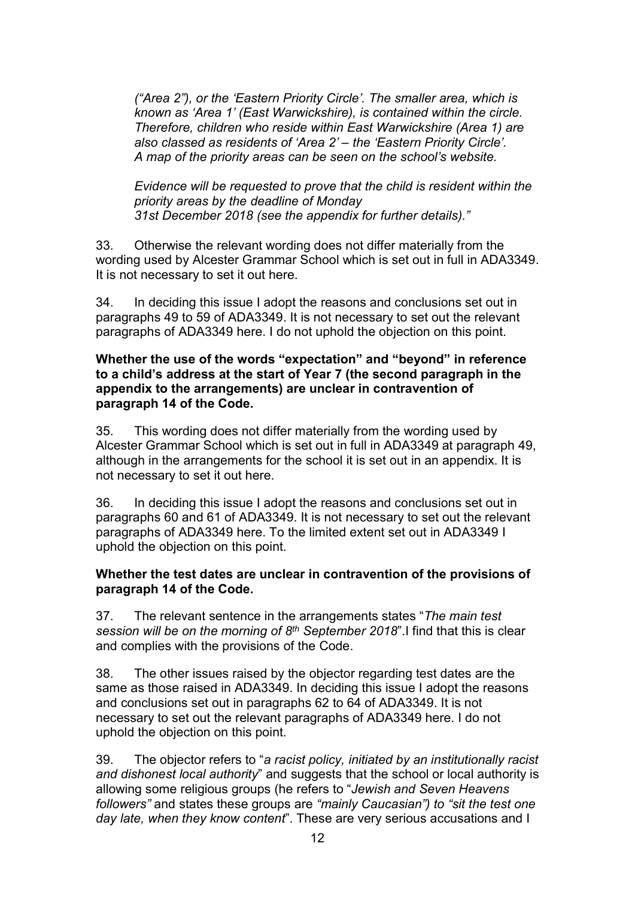*("Area 2"), or the 'Eastern Priority Circle'. The smaller area, which is known as 'Area 1' (East Warwickshire), is contained within the circle. Therefore, children who reside within East Warwickshire (Area 1) are also classed as residents of 'Area 2' – the 'Eastern Priority Circle'. A map of the priority areas can be seen on the school's website.*

*Evidence will be requested to prove that the child is resident within the priority areas by the deadline of Monday 31st December 2018 (see the appendix for further details)."*

33. Otherwise the relevant wording does not differ materially from the wording used by Alcester Grammar School which is set out in full in ADA3349. It is not necessary to set it out here.

34. In deciding this issue I adopt the reasons and conclusions set out in paragraphs 49 to 59 of ADA3349. It is not necessary to set out the relevant paragraphs of ADA3349 here. I do not uphold the objection on this point.

**Whether the use of the words "expectation" and "beyond" in reference to a child's address at the start of Year 7 (the second paragraph in the appendix to the arrangements) are unclear in contravention of paragraph 14 of the Code.**

35. This wording does not differ materially from the wording used by Alcester Grammar School which is set out in full in ADA3349 at paragraph 49, although in the arrangements for the school it is set out in an appendix. It is not necessary to set it out here.

36. In deciding this issue I adopt the reasons and conclusions set out in paragraphs 60 and 61 of ADA3349. It is not necessary to set out the relevant paragraphs of ADA3349 here. To the limited extent set out in ADA3349 I uphold the objection on this point.

**Whether the test dates are unclear in contravention of the provisions of paragraph 14 of the Code.**

37. The relevant sentence in the arrangements states "*The main test session will be on the morning of 8th September 2018*".I find that this is clear and complies with the provisions of the Code.

38. The other issues raised by the objector regarding test dates are the same as those raised in ADA3349. In deciding this issue I adopt the reasons and conclusions set out in paragraphs 62 to 64 of ADA3349. It is not necessary to set out the relevant paragraphs of ADA3349 here. I do not uphold the objection on this point.

39. The objector refers to "*a racist policy, initiated by an institutionally racist and dishonest local authority*" and suggests that the school or local authority is allowing some religious groups (he refers to "*Jewish and Seven Heavens followers"* and states these groups are *"mainly Caucasian") to "sit the test one day late, when they know content*". These are very serious accusations and I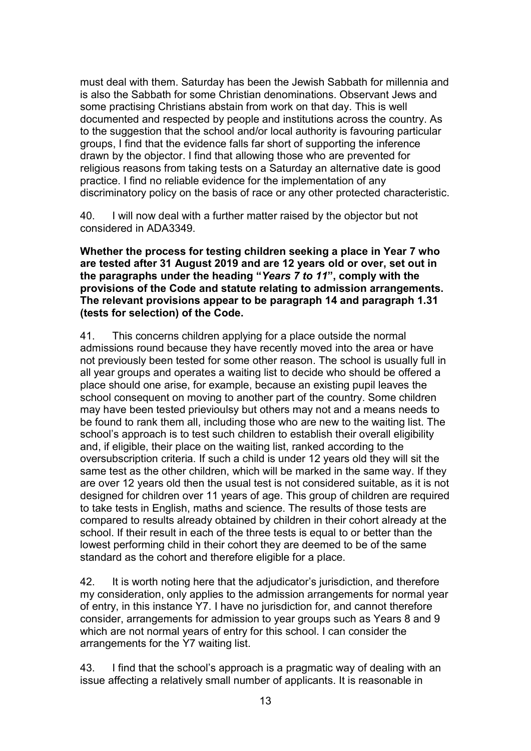must deal with them. Saturday has been the Jewish Sabbath for millennia and is also the Sabbath for some Christian denominations. Observant Jews and some practising Christians abstain from work on that day. This is well documented and respected by people and institutions across the country. As to the suggestion that the school and/or local authority is favouring particular groups, I find that the evidence falls far short of supporting the inference drawn by the objector. I find that allowing those who are prevented for religious reasons from taking tests on a Saturday an alternative date is good practice. I find no reliable evidence for the implementation of any discriminatory policy on the basis of race or any other protected characteristic.

40. I will now deal with a further matter raised by the objector but not considered in ADA3349.

**Whether the process for testing children seeking a place in Year 7 who are tested after 31 August 2019 and are 12 years old or over, set out in the paragraphs under the heading "*Years 7 to 11*", comply with the provisions of the Code and statute relating to admission arrangements. The relevant provisions appear to be paragraph 14 and paragraph 1.31 (tests for selection) of the Code.**

41. This concerns children applying for a place outside the normal admissions round because they have recently moved into the area or have not previously been tested for some other reason. The school is usually full in all year groups and operates a waiting list to decide who should be offered a place should one arise, for example, because an existing pupil leaves the school consequent on moving to another part of the country. Some children may have been tested prieviouslsy but others may not and a means needs to be found to rank them all, including those who are new to the waiting list. The school's approach is to test such children to establish their overall eligibility and, if eligible, their place on the waiting list, ranked according to the oversubscription criteria. If such a child is under 12 years old they will sit the same test as the other children, which will be marked in the same way. If they are over 12 years old then the usual test is not considered suitable, as it is not designed for children over 11 years of age. This group of children are required to take tests in English, maths and science. The results of those tests are compared to results already obtained by children in their cohort already at the school. If their result in each of the three tests is equal to or better than the lowest performing child in their cohort they are deemed to be of the same standard as the cohort and therefore eligible for a place.

42. It is worth noting here that the adjudicator's jurisdiction, and therefore my consideration, only applies to the admission arrangements for normal year of entry, in this instance Y7. I have no jurisdiction for, and cannot therefore consider, arrangements for admission to year groups such as Years 8 and 9 which are not normal years of entry for this school. I can consider the arrangements for the Y7 waiting list.

43. I find that the school's approach is a pragmatic way of dealing with an issue affecting a relatively small number of applicants. It is reasonable in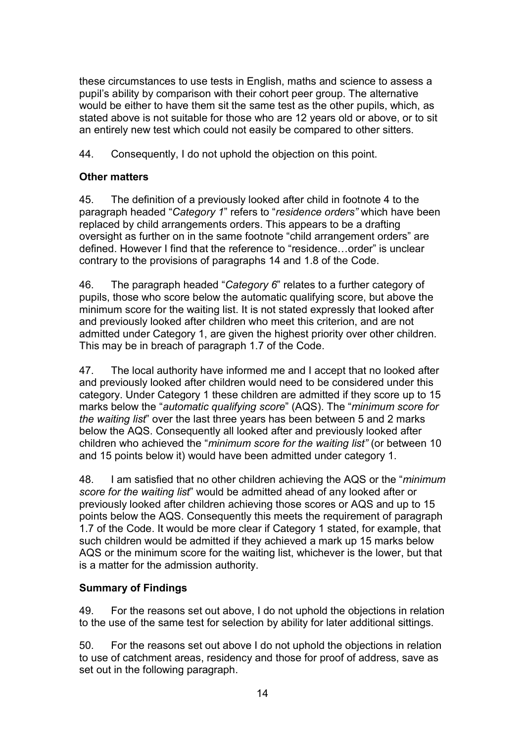these circumstances to use tests in English, maths and science to assess a pupil's ability by comparison with their cohort peer group. The alternative would be either to have them sit the same test as the other pupils, which, as stated above is not suitable for those who are 12 years old or above, or to sit an entirely new test which could not easily be compared to other sitters.

44. Consequently, I do not uphold the objection on this point.

**Other matters**

45. The definition of a previously looked after child in footnote 4 to the paragraph headed "*Category 1*" refers to "*residence orders"* which have been replaced by child arrangements orders. This appears to be a drafting oversight as further on in the same footnote "child arrangement orders" are defined. However I find that the reference to "residence…order" is unclear contrary to the provisions of paragraphs 14 and 1.8 of the Code.

46. The paragraph headed "*Category 6*" relates to a further category of pupils, those who score below the automatic qualifying score, but above the minimum score for the waiting list. It is not stated expressly that looked after and previously looked after children who meet this criterion, and are not admitted under Category 1, are given the highest priority over other children. This may be in breach of paragraph 1.7 of the Code.

47. The local authority have informed me and I accept that no looked after and previously looked after children would need to be considered under this category. Under Category 1 these children are admitted if they score up to 15 marks below the "*automatic qualifying score*" (AQS). The "*minimum score for the waiting list*" over the last three years has been between 5 and 2 marks below the AQS. Consequently all looked after and previously looked after children who achieved the "*minimum score for the waiting list"* (or between 10 and 15 points below it) would have been admitted under category 1.

48. I am satisfied that no other children achieving the AQS or the "*minimum score for the waiting list*" would be admitted ahead of any looked after or previously looked after children achieving those scores or AQS and up to 15 points below the AQS. Consequently this meets the requirement of paragraph 1.7 of the Code. It would be more clear if Category 1 stated, for example, that such children would be admitted if they achieved a mark up 15 marks below AQS or the minimum score for the waiting list, whichever is the lower, but that is a matter for the admission authority.

**Summary of Findings**

49. For the reasons set out above, I do not uphold the objections in relation to the use of the same test for selection by ability for later additional sittings.

50. For the reasons set out above I do not uphold the objections in relation to use of catchment areas, residency and those for proof of address, save as set out in the following paragraph.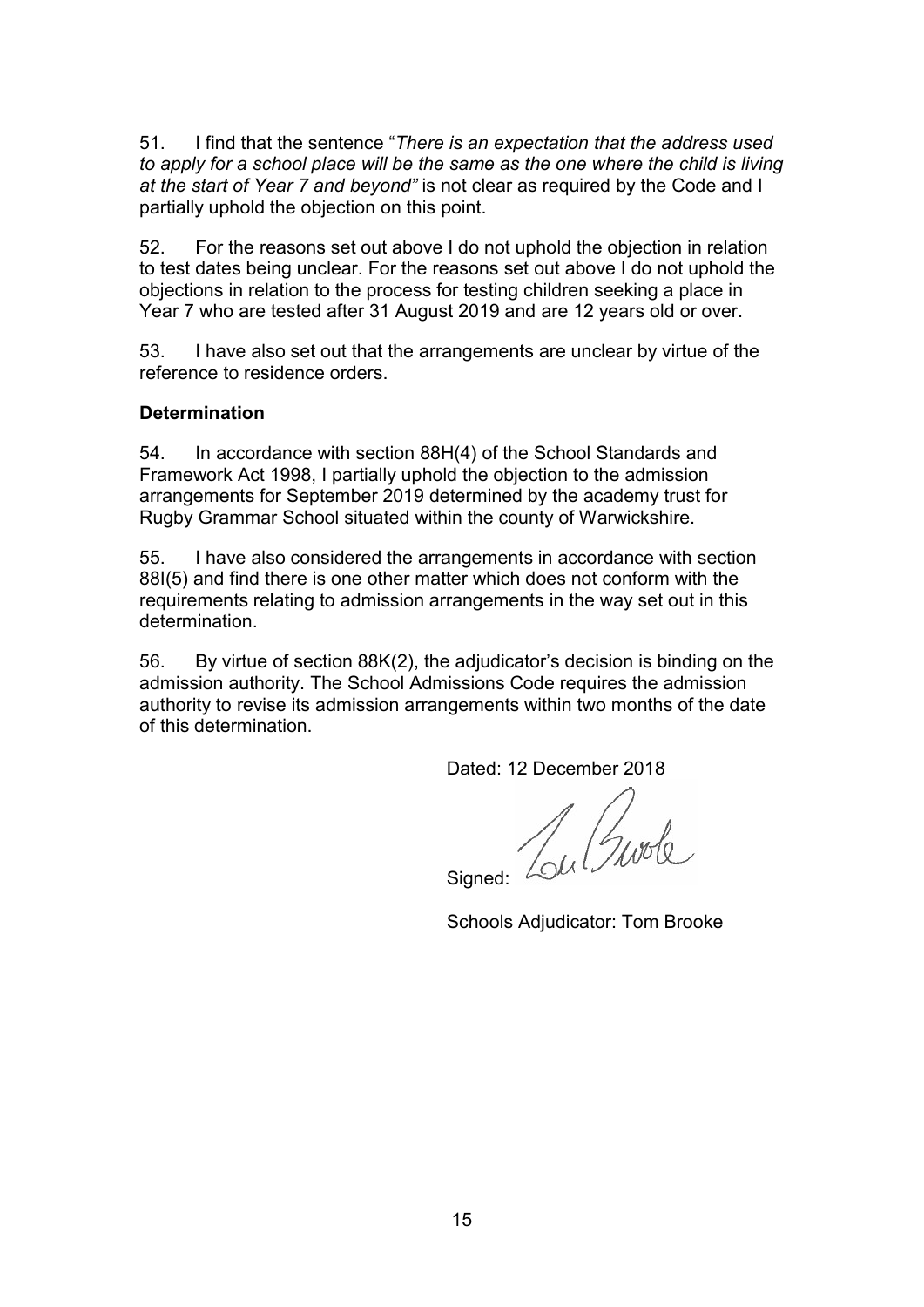51. I find that the sentence "*There is an expectation that the address used to apply for a school place will be the same as the one where the child is living at the start of Year 7 and beyond"* is not clear as required by the Code and I partially uphold the objection on this point.

52. For the reasons set out above I do not uphold the objection in relation to test dates being unclear. For the reasons set out above I do not uphold the objections in relation to the process for testing children seeking a place in Year 7 who are tested after 31 August 2019 and are 12 years old or over.

53. I have also set out that the arrangements are unclear by virtue of the reference to residence orders.

**Determination**

54. In accordance with section 88H(4) of the School Standards and Framework Act 1998, I partially uphold the objection to the admission arrangements for September 2019 determined by the academy trust for Rugby Grammar School situated within the county of Warwickshire.

55. I have also considered the arrangements in accordance with section 88I(5) and find there is one other matter which does not conform with the requirements relating to admission arrangements in the way set out in this determination.

56. By virtue of section 88K(2), the adjudicator's decision is binding on the admission authority. The School Admissions Code requires the admission authority to revise its admission arrangements within two months of the date of this determination.

Dated: 12 December 2018

Signed:

Schools Adjudicator: Tom Brooke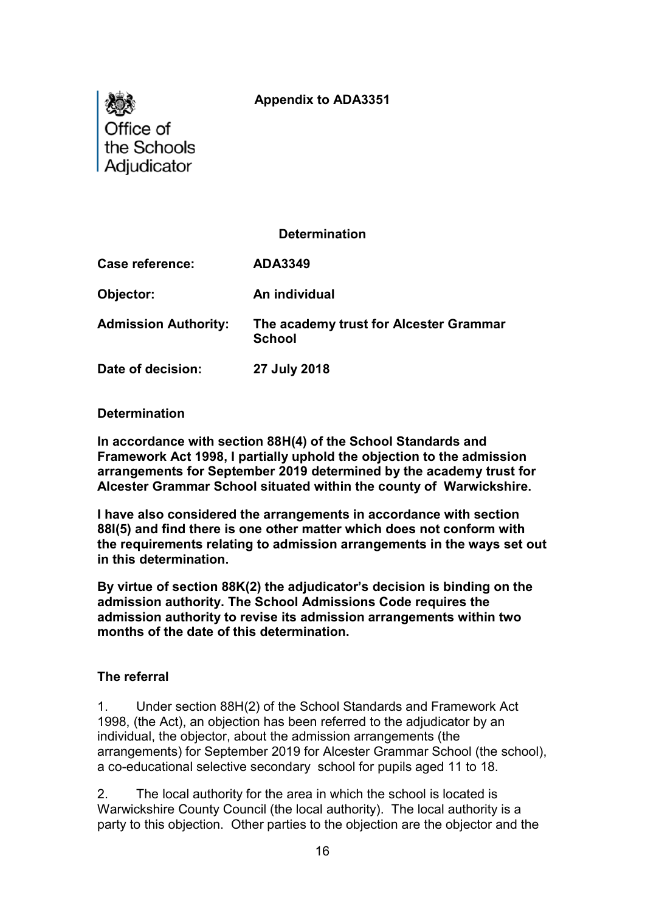Office of the Schools Adjudicator

**Appendix to ADA3351**

**Determination**

| | |
|---|---|
| **Case reference:** | **ADA3349** |
| **Objector:** | **An individual** |
| **Admission Authority:** | **The academy trust for Alcester Grammar School** |
| **Date of decision:** | **27 July 2018** |

**Determination**

**In accordance with section 88H(4) of the School Standards and Framework Act 1998, I partially uphold the objection to the admission arrangements for September 2019 determined by the academy trust for Alcester Grammar School situated within the county of Warwickshire.**

**I have also considered the arrangements in accordance with section 88I(5) and find there is one other matter which does not conform with the requirements relating to admission arrangements in the ways set out in this determination.**

**By virtue of section 88K(2) the adjudicator's decision is binding on the admission authority. The School Admissions Code requires the admission authority to revise its admission arrangements within two months of the date of this determination.**

**The referral**

1. Under section 88H(2) of the School Standards and Framework Act 1998, (the Act), an objection has been referred to the adjudicator by an individual, the objector, about the admission arrangements (the arrangements) for September 2019 for Alcester Grammar School (the school), a co-educational selective secondary school for pupils aged 11 to 18.

2. The local authority for the area in which the school is located is Warwickshire County Council (the local authority). The local authority is a party to this objection. Other parties to the objection are the objector and the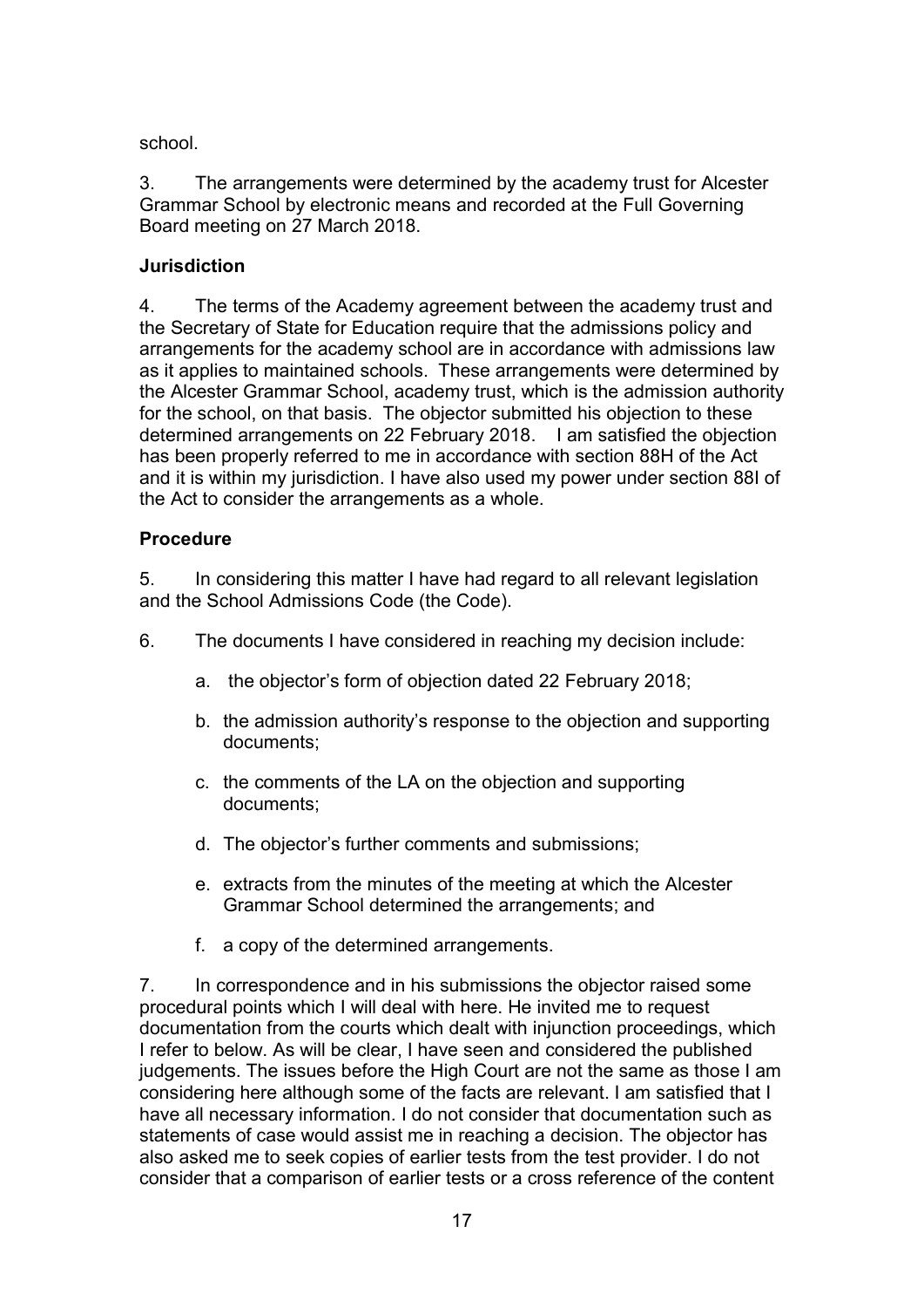school.

3. The arrangements were determined by the academy trust for Alcester Grammar School by electronic means and recorded at the Full Governing Board meeting on 27 March 2018.

**Jurisdiction**

4. The terms of the Academy agreement between the academy trust and the Secretary of State for Education require that the admissions policy and arrangements for the academy school are in accordance with admissions law as it applies to maintained schools. These arrangements were determined by the Alcester Grammar School, academy trust, which is the admission authority for the school, on that basis. The objector submitted his objection to these determined arrangements on 22 February 2018. I am satisfied the objection has been properly referred to me in accordance with section 88H of the Act and it is within my jurisdiction. I have also used my power under section 88I of the Act to consider the arrangements as a whole.

**Procedure**

5. In considering this matter I have had regard to all relevant legislation and the School Admissions Code (the Code).

6. The documents I have considered in reaching my decision include:

a. the objector's form of objection dated 22 February 2018;

b. the admission authority's response to the objection and supporting documents;

c. the comments of the LA on the objection and supporting documents;

d. The objector's further comments and submissions;

e. extracts from the minutes of the meeting at which the Alcester Grammar School determined the arrangements; and

f. a copy of the determined arrangements.

7. In correspondence and in his submissions the objector raised some procedural points which I will deal with here. He invited me to request documentation from the courts which dealt with injunction proceedings, which I refer to below. As will be clear, I have seen and considered the published judgements. The issues before the High Court are not the same as those I am considering here although some of the facts are relevant. I am satisfied that I have all necessary information. I do not consider that documentation such as statements of case would assist me in reaching a decision. The objector has also asked me to seek copies of earlier tests from the test provider. I do not consider that a comparison of earlier tests or a cross reference of the content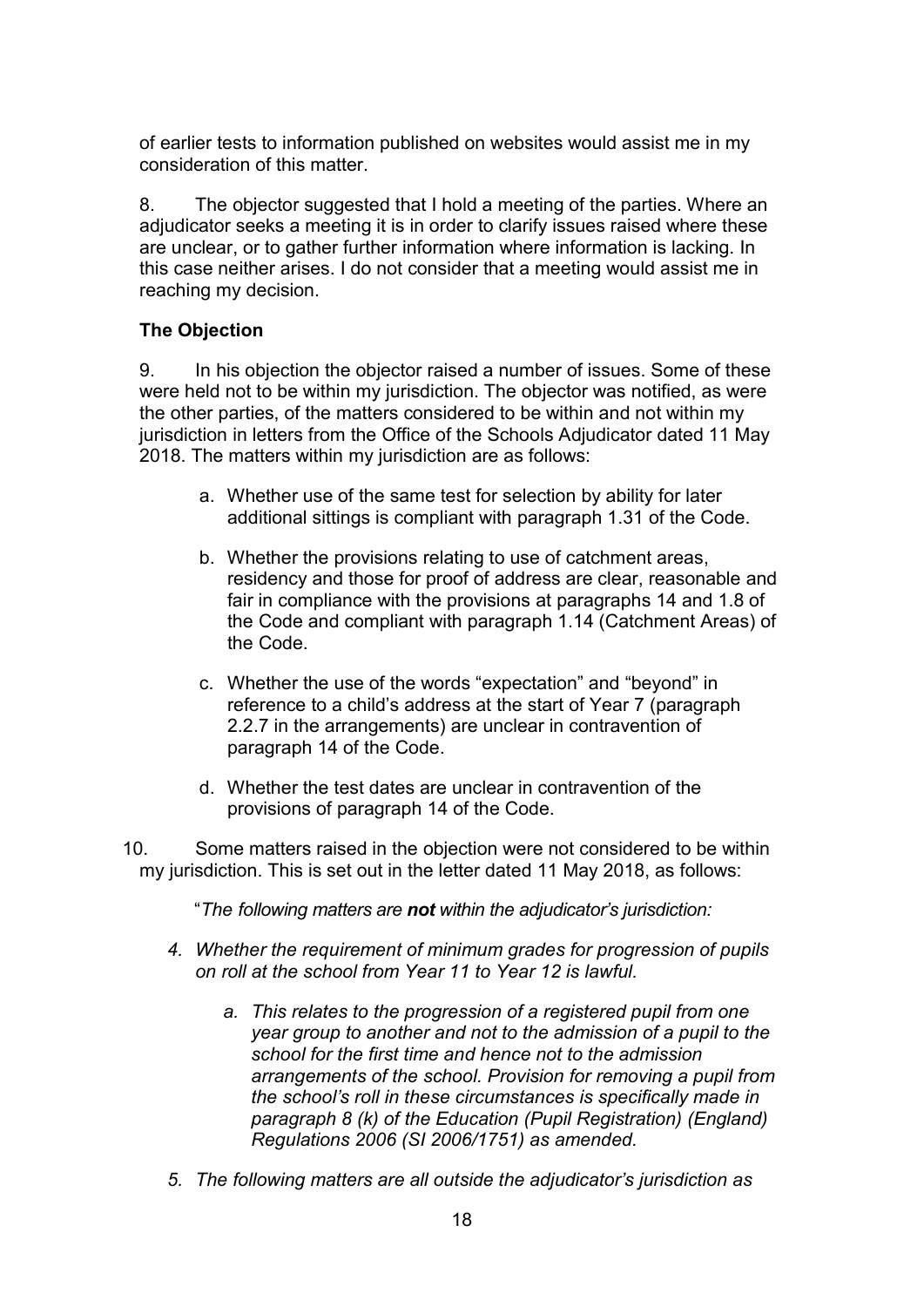of earlier tests to information published on websites would assist me in my consideration of this matter.

8. The objector suggested that I hold a meeting of the parties. Where an adjudicator seeks a meeting it is in order to clarify issues raised where these are unclear, or to gather further information where information is lacking. In this case neither arises. I do not consider that a meeting would assist me in reaching my decision.

**The Objection**

9. In his objection the objector raised a number of issues. Some of these were held not to be within my jurisdiction. The objector was notified, as were the other parties, of the matters considered to be within and not within my jurisdiction in letters from the Office of the Schools Adjudicator dated 11 May 2018. The matters within my jurisdiction are as follows:

a. Whether use of the same test for selection by ability for later additional sittings is compliant with paragraph 1.31 of the Code.

b. Whether the provisions relating to use of catchment areas, residency and those for proof of address are clear, reasonable and fair in compliance with the provisions at paragraphs 14 and 1.8 of the Code and compliant with paragraph 1.14 (Catchment Areas) of the Code.

c. Whether the use of the words "expectation" and "beyond" in reference to a child's address at the start of Year 7 (paragraph 2.2.7 in the arrangements) are unclear in contravention of paragraph 14 of the Code.

d. Whether the test dates are unclear in contravention of the provisions of paragraph 14 of the Code.

10. Some matters raised in the objection were not considered to be within my jurisdiction. This is set out in the letter dated 11 May 2018, as follows:

"*The following matters are **not** within the adjudicator's jurisdiction:*

*4. Whether the requirement of minimum grades for progression of pupils on roll at the school from Year 11 to Year 12 is lawful.*

*a. This relates to the progression of a registered pupil from one year group to another and not to the admission of a pupil to the school for the first time and hence not to the admission arrangements of the school. Provision for removing a pupil from the school's roll in these circumstances is specifically made in paragraph 8 (k) of the Education (Pupil Registration) (England) Regulations 2006 (SI 2006/1751) as amended.*

*5. The following matters are all outside the adjudicator's jurisdiction as*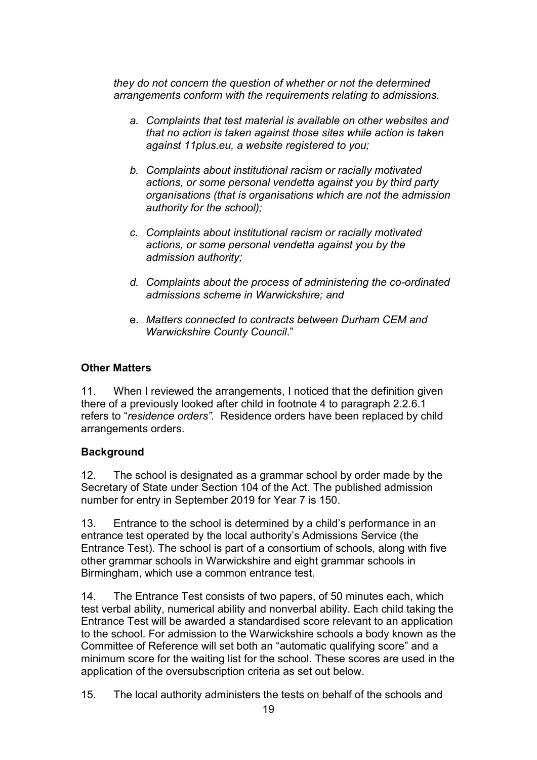*they do not concern the question of whether or not the determined arrangements conform with the requirements relating to admissions.*

> a. *Complaints that test material is available on other websites and that no action is taken against those sites while action is taken against 11plus.eu, a website registered to you;*
>
> b. *Complaints about institutional racism or racially motivated actions, or some personal vendetta against you by third party organisations (that is organisations which are not the admission authority for the school);*
>
> c. *Complaints about institutional racism or racially motivated actions, or some personal vendetta against you by the admission authority;*
>
> d. *Complaints about the process of administering the co-ordinated admissions scheme in Warwickshire; and*
>
> e. *Matters connected to contracts between Durham CEM and Warwickshire County Council*."

**Other Matters**

11. When I reviewed the arrangements, I noticed that the definition given there of a previously looked after child in footnote 4 to paragraph 2.2.6.1 refers to "*residence orders".* Residence orders have been replaced by child arrangements orders.

**Background**

12. The school is designated as a grammar school by order made by the Secretary of State under Section 104 of the Act. The published admission number for entry in September 2019 for Year 7 is 150.

13. Entrance to the school is determined by a child's performance in an entrance test operated by the local authority's Admissions Service (the Entrance Test). The school is part of a consortium of schools, along with five other grammar schools in Warwickshire and eight grammar schools in Birmingham, which use a common entrance test.

14. The Entrance Test consists of two papers, of 50 minutes each, which test verbal ability, numerical ability and nonverbal ability. Each child taking the Entrance Test will be awarded a standardised score relevant to an application to the school. For admission to the Warwickshire schools a body known as the Committee of Reference will set both an "automatic qualifying score" and a minimum score for the waiting list for the school. These scores are used in the application of the oversubscription criteria as set out below.

15. The local authority administers the tests on behalf of the schools and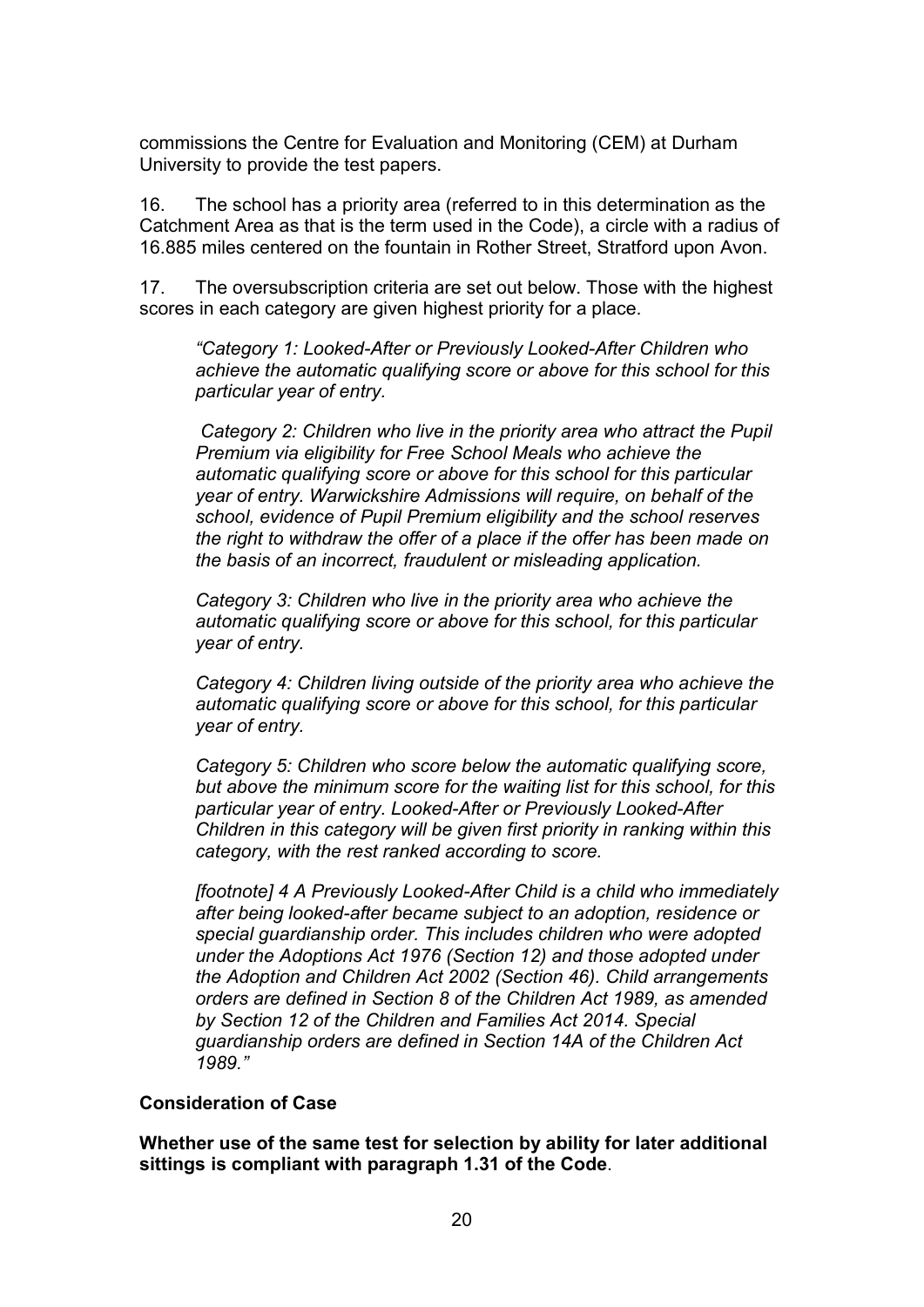commissions the Centre for Evaluation and Monitoring (CEM) at Durham University to provide the test papers.

16. The school has a priority area (referred to in this determination as the Catchment Area as that is the term used in the Code), a circle with a radius of 16.885 miles centered on the fountain in Rother Street, Stratford upon Avon.

17. The oversubscription criteria are set out below. Those with the highest scores in each category are given highest priority for a place.

> *"Category 1: Looked-After or Previously Looked-After Children who achieve the automatic qualifying score or above for this school for this particular year of entry.*
>
> *Category 2: Children who live in the priority area who attract the Pupil Premium via eligibility for Free School Meals who achieve the automatic qualifying score or above for this school for this particular year of entry. Warwickshire Admissions will require, on behalf of the school, evidence of Pupil Premium eligibility and the school reserves the right to withdraw the offer of a place if the offer has been made on the basis of an incorrect, fraudulent or misleading application.*
>
> *Category 3: Children who live in the priority area who achieve the automatic qualifying score or above for this school, for this particular year of entry.*
>
> *Category 4: Children living outside of the priority area who achieve the automatic qualifying score or above for this school, for this particular year of entry.*
>
> *Category 5: Children who score below the automatic qualifying score, but above the minimum score for the waiting list for this school, for this particular year of entry. Looked-After or Previously Looked-After Children in this category will be given first priority in ranking within this category, with the rest ranked according to score.*
>
> *[footnote] 4 A Previously Looked-After Child is a child who immediately after being looked-after became subject to an adoption, residence or special guardianship order. This includes children who were adopted under the Adoptions Act 1976 (Section 12) and those adopted under the Adoption and Children Act 2002 (Section 46). Child arrangements orders are defined in Section 8 of the Children Act 1989, as amended by Section 12 of the Children and Families Act 2014. Special guardianship orders are defined in Section 14A of the Children Act 1989."*

**Consideration of Case**

**Whether use of the same test for selection by ability for later additional sittings is compliant with paragraph 1.31 of the Code**.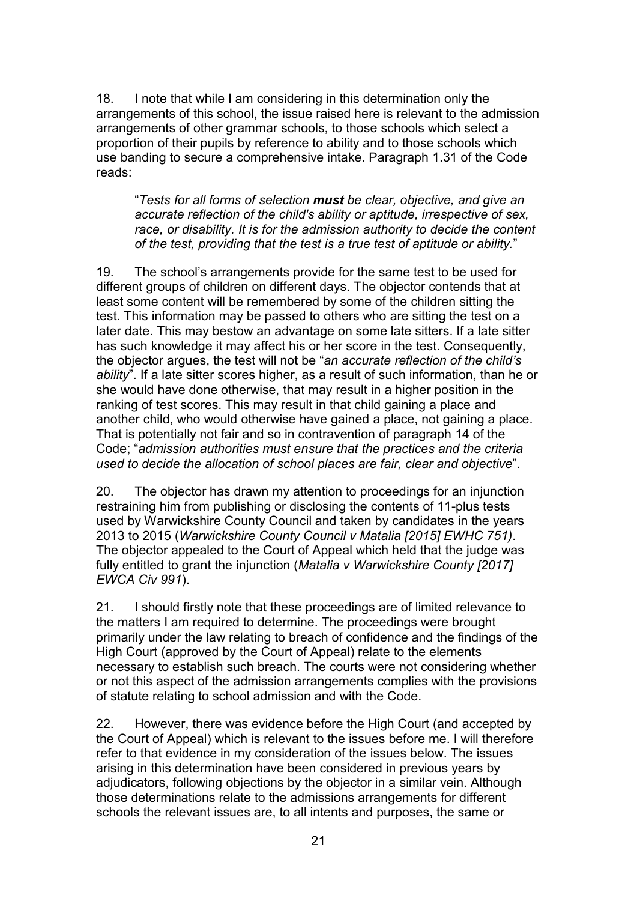18. I note that while I am considering in this determination only the arrangements of this school, the issue raised here is relevant to the admission arrangements of other grammar schools, to those schools which select a proportion of their pupils by reference to ability and to those schools which use banding to secure a comprehensive intake. Paragraph 1.31 of the Code reads:

> "*Tests for all forms of selection **must** be clear, objective, and give an accurate reflection of the child's ability or aptitude, irrespective of sex, race, or disability. It is for the admission authority to decide the content of the test, providing that the test is a true test of aptitude or ability.*"

19. The school's arrangements provide for the same test to be used for different groups of children on different days. The objector contends that at least some content will be remembered by some of the children sitting the test. This information may be passed to others who are sitting the test on a later date. This may bestow an advantage on some late sitters. If a late sitter has such knowledge it may affect his or her score in the test. Consequently, the objector argues, the test will not be "*an accurate reflection of the child's ability*". If a late sitter scores higher, as a result of such information, than he or she would have done otherwise, that may result in a higher position in the ranking of test scores. This may result in that child gaining a place and another child, who would otherwise have gained a place, not gaining a place. That is potentially not fair and so in contravention of paragraph 14 of the Code; "*admission authorities must ensure that the practices and the criteria used to decide the allocation of school places are fair, clear and objective*".

20. The objector has drawn my attention to proceedings for an injunction restraining him from publishing or disclosing the contents of 11-plus tests used by Warwickshire County Council and taken by candidates in the years 2013 to 2015 (*Warwickshire County Council v Matalia [2015] EWHC 751)*. The objector appealed to the Court of Appeal which held that the judge was fully entitled to grant the injunction (*Matalia v Warwickshire County [2017] EWCA Civ 991*).

21. I should firstly note that these proceedings are of limited relevance to the matters I am required to determine. The proceedings were brought primarily under the law relating to breach of confidence and the findings of the High Court (approved by the Court of Appeal) relate to the elements necessary to establish such breach. The courts were not considering whether or not this aspect of the admission arrangements complies with the provisions of statute relating to school admission and with the Code.

22. However, there was evidence before the High Court (and accepted by the Court of Appeal) which is relevant to the issues before me. I will therefore refer to that evidence in my consideration of the issues below. The issues arising in this determination have been considered in previous years by adjudicators, following objections by the objector in a similar vein. Although those determinations relate to the admissions arrangements for different schools the relevant issues are, to all intents and purposes, the same or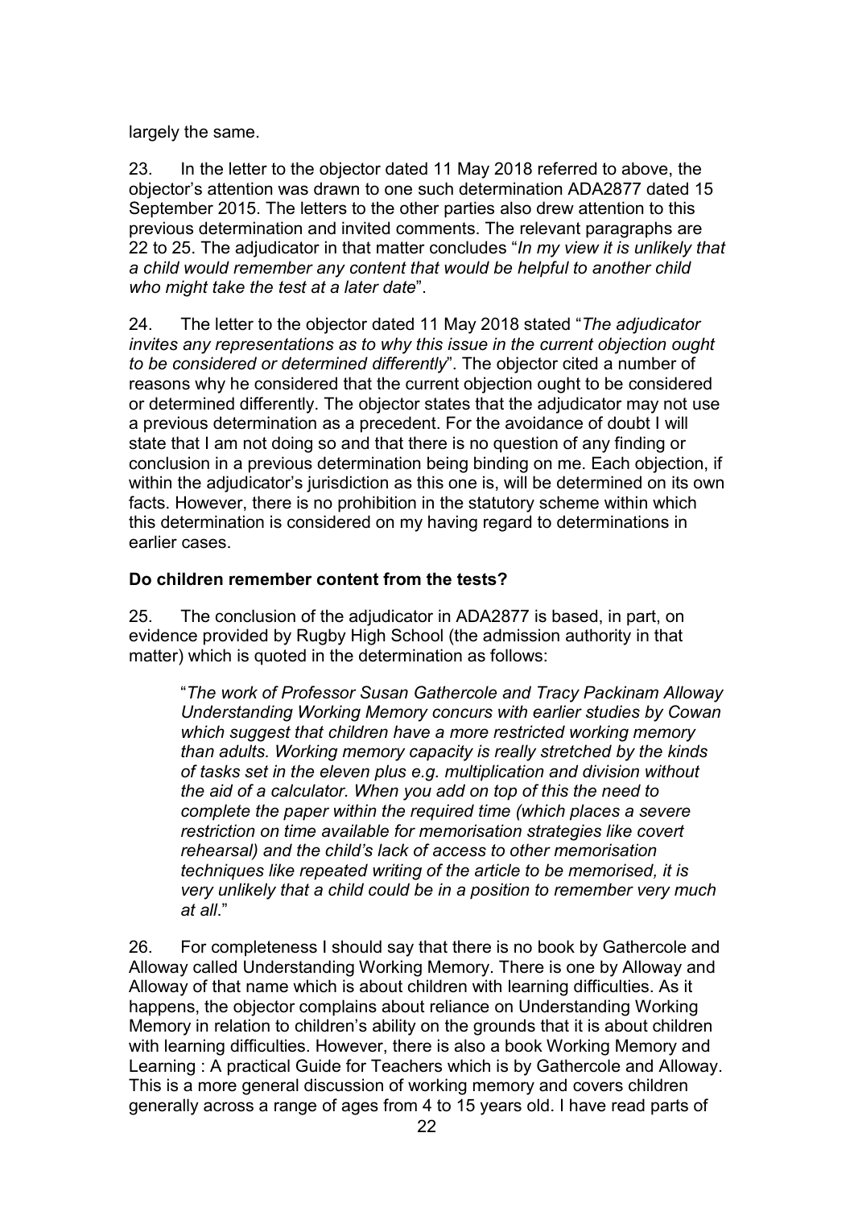largely the same.

23. In the letter to the objector dated 11 May 2018 referred to above, the objector's attention was drawn to one such determination ADA2877 dated 15 September 2015. The letters to the other parties also drew attention to this previous determination and invited comments. The relevant paragraphs are 22 to 25. The adjudicator in that matter concludes "*In my view it is unlikely that a child would remember any content that would be helpful to another child who might take the test at a later date*".

24. The letter to the objector dated 11 May 2018 stated "*The adjudicator invites any representations as to why this issue in the current objection ought to be considered or determined differently*". The objector cited a number of reasons why he considered that the current objection ought to be considered or determined differently. The objector states that the adjudicator may not use a previous determination as a precedent. For the avoidance of doubt I will state that I am not doing so and that there is no question of any finding or conclusion in a previous determination being binding on me. Each objection, if within the adjudicator's jurisdiction as this one is, will be determined on its own facts. However, there is no prohibition in the statutory scheme within which this determination is considered on my having regard to determinations in earlier cases.

**Do children remember content from the tests?**

25. The conclusion of the adjudicator in ADA2877 is based, in part, on evidence provided by Rugby High School (the admission authority in that matter) which is quoted in the determination as follows:

> "*The work of Professor Susan Gathercole and Tracy Packinam Alloway Understanding Working Memory concurs with earlier studies by Cowan which suggest that children have a more restricted working memory than adults. Working memory capacity is really stretched by the kinds of tasks set in the eleven plus e.g. multiplication and division without the aid of a calculator. When you add on top of this the need to complete the paper within the required time (which places a severe restriction on time available for memorisation strategies like covert rehearsal) and the child's lack of access to other memorisation techniques like repeated writing of the article to be memorised, it is very unlikely that a child could be in a position to remember very much at all*."

26. For completeness I should say that there is no book by Gathercole and Alloway called Understanding Working Memory. There is one by Alloway and Alloway of that name which is about children with learning difficulties. As it happens, the objector complains about reliance on Understanding Working Memory in relation to children's ability on the grounds that it is about children with learning difficulties. However, there is also a book Working Memory and Learning : A practical Guide for Teachers which is by Gathercole and Alloway. This is a more general discussion of working memory and covers children generally across a range of ages from 4 to 15 years old. I have read parts of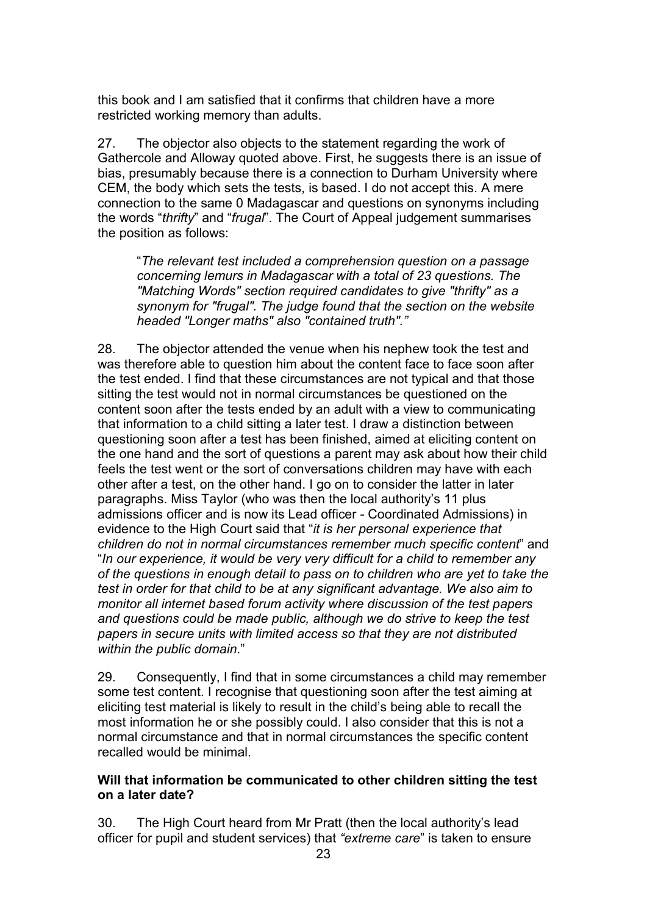this book and I am satisfied that it confirms that children have a more restricted working memory than adults.

27. The objector also objects to the statement regarding the work of Gathercole and Alloway quoted above. First, he suggests there is an issue of bias, presumably because there is a connection to Durham University where CEM, the body which sets the tests, is based. I do not accept this. A mere connection to the same 0 Madagascar and questions on synonyms including the words "*thrifty*" and "*frugal*". The Court of Appeal judgement summarises the position as follows:

> "*The relevant test included a comprehension question on a passage concerning lemurs in Madagascar with a total of 23 questions. The "Matching Words" section required candidates to give "thrifty" as a synonym for "frugal". The judge found that the section on the website headed "Longer maths" also "contained truth"."*

28. The objector attended the venue when his nephew took the test and was therefore able to question him about the content face to face soon after the test ended. I find that these circumstances are not typical and that those sitting the test would not in normal circumstances be questioned on the content soon after the tests ended by an adult with a view to communicating that information to a child sitting a later test. I draw a distinction between questioning soon after a test has been finished, aimed at eliciting content on the one hand and the sort of questions a parent may ask about how their child feels the test went or the sort of conversations children may have with each other after a test, on the other hand. I go on to consider the latter in later paragraphs. Miss Taylor (who was then the local authority's 11 plus admissions officer and is now its Lead officer - Coordinated Admissions) in evidence to the High Court said that "*it is her personal experience that children do not in normal circumstances remember much specific content*" and "*In our experience, it would be very very difficult for a child to remember any of the questions in enough detail to pass on to children who are yet to take the test in order for that child to be at any significant advantage. We also aim to monitor all internet based forum activity where discussion of the test papers and questions could be made public, although we do strive to keep the test papers in secure units with limited access so that they are not distributed within the public domain*."

29. Consequently, I find that in some circumstances a child may remember some test content. I recognise that questioning soon after the test aiming at eliciting test material is likely to result in the child's being able to recall the most information he or she possibly could. I also consider that this is not a normal circumstance and that in normal circumstances the specific content recalled would be minimal.

**Will that information be communicated to other children sitting the test on a later date?**

30. The High Court heard from Mr Pratt (then the local authority's lead officer for pupil and student services) that *"extreme care*" is taken to ensure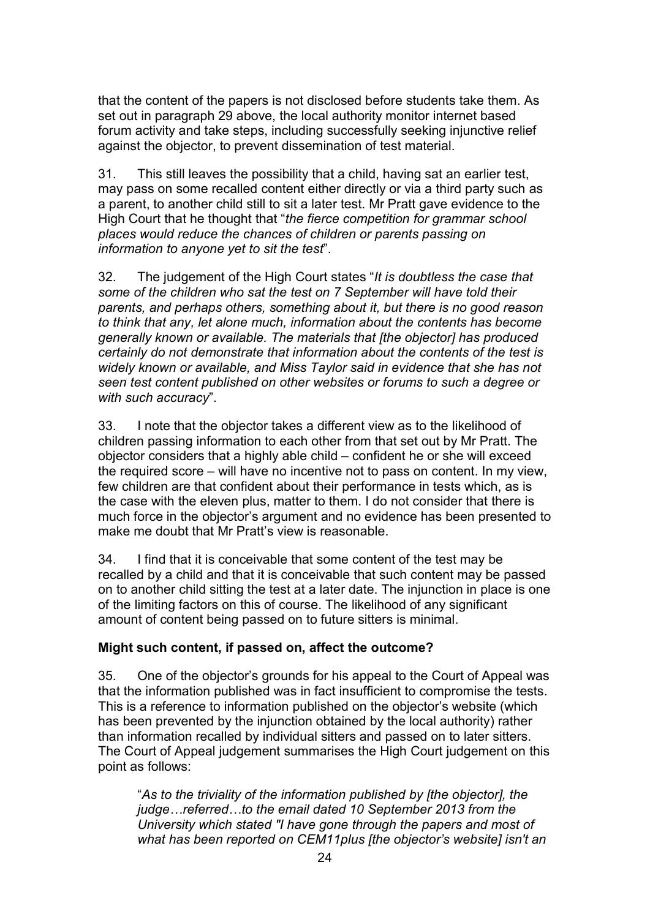that the content of the papers is not disclosed before students take them. As set out in paragraph 29 above, the local authority monitor internet based forum activity and take steps, including successfully seeking injunctive relief against the objector, to prevent dissemination of test material.

31. This still leaves the possibility that a child, having sat an earlier test, may pass on some recalled content either directly or via a third party such as a parent, to another child still to sit a later test. Mr Pratt gave evidence to the High Court that he thought that "*the fierce competition for grammar school places would reduce the chances of children or parents passing on information to anyone yet to sit the test*".

32. The judgement of the High Court states "*It is doubtless the case that some of the children who sat the test on 7 September will have told their parents, and perhaps others, something about it, but there is no good reason to think that any, let alone much, information about the contents has become generally known or available. The materials that [the objector] has produced certainly do not demonstrate that information about the contents of the test is widely known or available, and Miss Taylor said in evidence that she has not seen test content published on other websites or forums to such a degree or with such accuracy*".

33. I note that the objector takes a different view as to the likelihood of children passing information to each other from that set out by Mr Pratt. The objector considers that a highly able child – confident he or she will exceed the required score – will have no incentive not to pass on content. In my view, few children are that confident about their performance in tests which, as is the case with the eleven plus, matter to them. I do not consider that there is much force in the objector's argument and no evidence has been presented to make me doubt that Mr Pratt's view is reasonable.

34. I find that it is conceivable that some content of the test may be recalled by a child and that it is conceivable that such content may be passed on to another child sitting the test at a later date. The injunction in place is one of the limiting factors on this of course. The likelihood of any significant amount of content being passed on to future sitters is minimal.

**Might such content, if passed on, affect the outcome?**

35. One of the objector's grounds for his appeal to the Court of Appeal was that the information published was in fact insufficient to compromise the tests. This is a reference to information published on the objector's website (which has been prevented by the injunction obtained by the local authority) rather than information recalled by individual sitters and passed on to later sitters. The Court of Appeal judgement summarises the High Court judgement on this point as follows:

> "*As to the triviality of the information published by [the objector], the judge…referred…to the email dated 10 September 2013 from the University which stated "I have gone through the papers and most of what has been reported on CEM11plus [the objector's website] isn't an*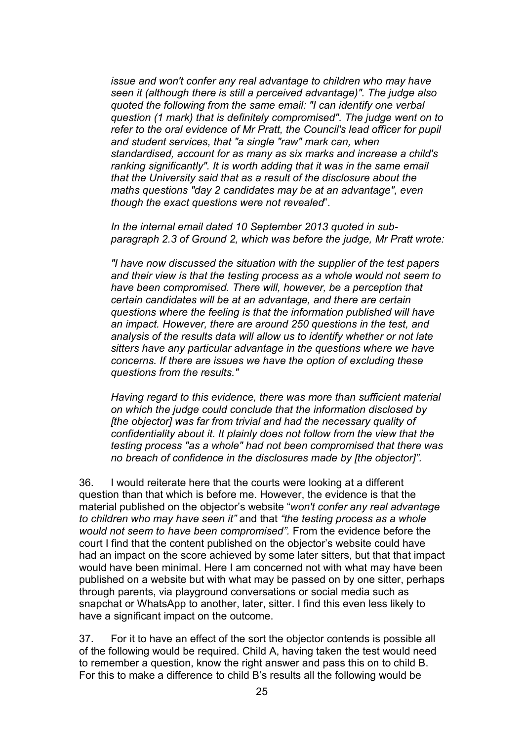*issue and won't confer any real advantage to children who may have seen it (although there is still a perceived advantage)". The judge also quoted the following from the same email: "I can identify one verbal question (1 mark) that is definitely compromised". The judge went on to refer to the oral evidence of Mr Pratt, the Council's lead officer for pupil and student services, that "a single "raw" mark can, when standardised, account for as many as six marks and increase a child's ranking significantly". It is worth adding that it was in the same email that the University said that as a result of the disclosure about the maths questions "day 2 candidates may be at an advantage", even though the exact questions were not revealed*".

*In the internal email dated 10 September 2013 quoted in sub-paragraph 2.3 of Ground 2, which was before the judge, Mr Pratt wrote:*

*"I have now discussed the situation with the supplier of the test papers and their view is that the testing process as a whole would not seem to have been compromised. There will, however, be a perception that certain candidates will be at an advantage, and there are certain questions where the feeling is that the information published will have an impact. However, there are around 250 questions in the test, and analysis of the results data will allow us to identify whether or not late sitters have any particular advantage in the questions where we have concerns. If there are issues we have the option of excluding these questions from the results."*

*Having regard to this evidence, there was more than sufficient material on which the judge could conclude that the information disclosed by [the objector] was far from trivial and had the necessary quality of confidentiality about it. It plainly does not follow from the view that the testing process "as a whole" had not been compromised that there was no breach of confidence in the disclosures made by [the objector]".*

36. I would reiterate here that the courts were looking at a different question than that which is before me. However, the evidence is that the material published on the objector's website "*won't confer any real advantage to children who may have seen it"* and that *"the testing process as a whole would not seem to have been compromised".* From the evidence before the court I find that the content published on the objector's website could have had an impact on the score achieved by some later sitters, but that that impact would have been minimal. Here I am concerned not with what may have been published on a website but with what may be passed on by one sitter, perhaps through parents, via playground conversations or social media such as snapchat or WhatsApp to another, later, sitter. I find this even less likely to have a significant impact on the outcome.

37. For it to have an effect of the sort the objector contends is possible all of the following would be required. Child A, having taken the test would need to remember a question, know the right answer and pass this on to child B. For this to make a difference to child B's results all the following would be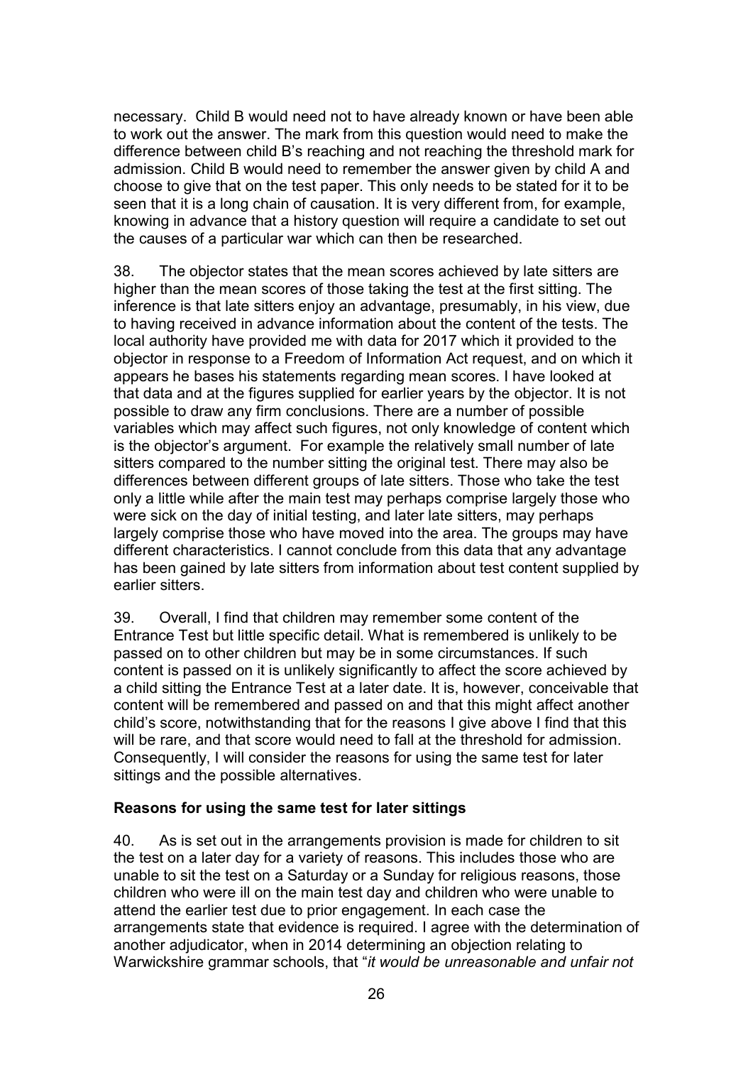necessary. Child B would need not to have already known or have been able to work out the answer. The mark from this question would need to make the difference between child B's reaching and not reaching the threshold mark for admission. Child B would need to remember the answer given by child A and choose to give that on the test paper. This only needs to be stated for it to be seen that it is a long chain of causation. It is very different from, for example, knowing in advance that a history question will require a candidate to set out the causes of a particular war which can then be researched.

38. The objector states that the mean scores achieved by late sitters are higher than the mean scores of those taking the test at the first sitting. The inference is that late sitters enjoy an advantage, presumably, in his view, due to having received in advance information about the content of the tests. The local authority have provided me with data for 2017 which it provided to the objector in response to a Freedom of Information Act request, and on which it appears he bases his statements regarding mean scores. I have looked at that data and at the figures supplied for earlier years by the objector. It is not possible to draw any firm conclusions. There are a number of possible variables which may affect such figures, not only knowledge of content which is the objector's argument. For example the relatively small number of late sitters compared to the number sitting the original test. There may also be differences between different groups of late sitters. Those who take the test only a little while after the main test may perhaps comprise largely those who were sick on the day of initial testing, and later late sitters, may perhaps largely comprise those who have moved into the area. The groups may have different characteristics. I cannot conclude from this data that any advantage has been gained by late sitters from information about test content supplied by earlier sitters.

39. Overall, I find that children may remember some content of the Entrance Test but little specific detail. What is remembered is unlikely to be passed on to other children but may be in some circumstances. If such content is passed on it is unlikely significantly to affect the score achieved by a child sitting the Entrance Test at a later date. It is, however, conceivable that content will be remembered and passed on and that this might affect another child's score, notwithstanding that for the reasons I give above I find that this will be rare, and that score would need to fall at the threshold for admission. Consequently, I will consider the reasons for using the same test for later sittings and the possible alternatives.

### Reasons for using the same test for later sittings

40. As is set out in the arrangements provision is made for children to sit the test on a later day for a variety of reasons. This includes those who are unable to sit the test on a Saturday or a Sunday for religious reasons, those children who were ill on the main test day and children who were unable to attend the earlier test due to prior engagement. In each case the arrangements state that evidence is required. I agree with the determination of another adjudicator, when in 2014 determining an objection relating to Warwickshire grammar schools, that "*it would be unreasonable and unfair not*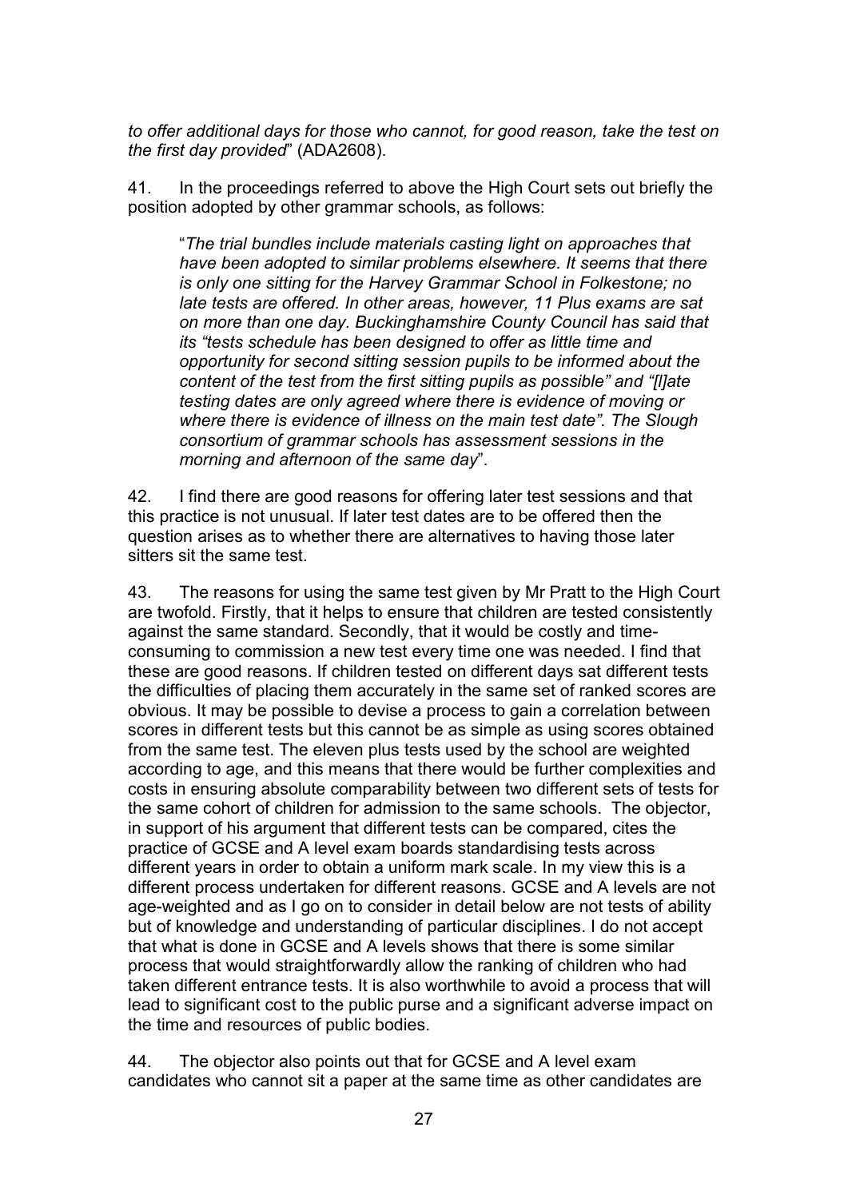*to offer additional days for those who cannot, for good reason, take the test on the first day provided*" (ADA2608).

41. In the proceedings referred to above the High Court sets out briefly the position adopted by other grammar schools, as follows:

> "*The trial bundles include materials casting light on approaches that have been adopted to similar problems elsewhere. It seems that there is only one sitting for the Harvey Grammar School in Folkestone; no late tests are offered. In other areas, however, 11 Plus exams are sat on more than one day. Buckinghamshire County Council has said that its "tests schedule has been designed to offer as little time and opportunity for second sitting session pupils to be informed about the content of the test from the first sitting pupils as possible" and "[l]ate testing dates are only agreed where there is evidence of moving or where there is evidence of illness on the main test date". The Slough consortium of grammar schools has assessment sessions in the morning and afternoon of the same day*".

42. I find there are good reasons for offering later test sessions and that this practice is not unusual. If later test dates are to be offered then the question arises as to whether there are alternatives to having those later sitters sit the same test.

43. The reasons for using the same test given by Mr Pratt to the High Court are twofold. Firstly, that it helps to ensure that children are tested consistently against the same standard. Secondly, that it would be costly and time-consuming to commission a new test every time one was needed. I find that these are good reasons. If children tested on different days sat different tests the difficulties of placing them accurately in the same set of ranked scores are obvious. It may be possible to devise a process to gain a correlation between scores in different tests but this cannot be as simple as using scores obtained from the same test. The eleven plus tests used by the school are weighted according to age, and this means that there would be further complexities and costs in ensuring absolute comparability between two different sets of tests for the same cohort of children for admission to the same schools. The objector, in support of his argument that different tests can be compared, cites the practice of GCSE and A level exam boards standardising tests across different years in order to obtain a uniform mark scale. In my view this is a different process undertaken for different reasons. GCSE and A levels are not age-weighted and as I go on to consider in detail below are not tests of ability but of knowledge and understanding of particular disciplines. I do not accept that what is done in GCSE and A levels shows that there is some similar process that would straightforwardly allow the ranking of children who had taken different entrance tests. It is also worthwhile to avoid a process that will lead to significant cost to the public purse and a significant adverse impact on the time and resources of public bodies.

44. The objector also points out that for GCSE and A level exam candidates who cannot sit a paper at the same time as other candidates are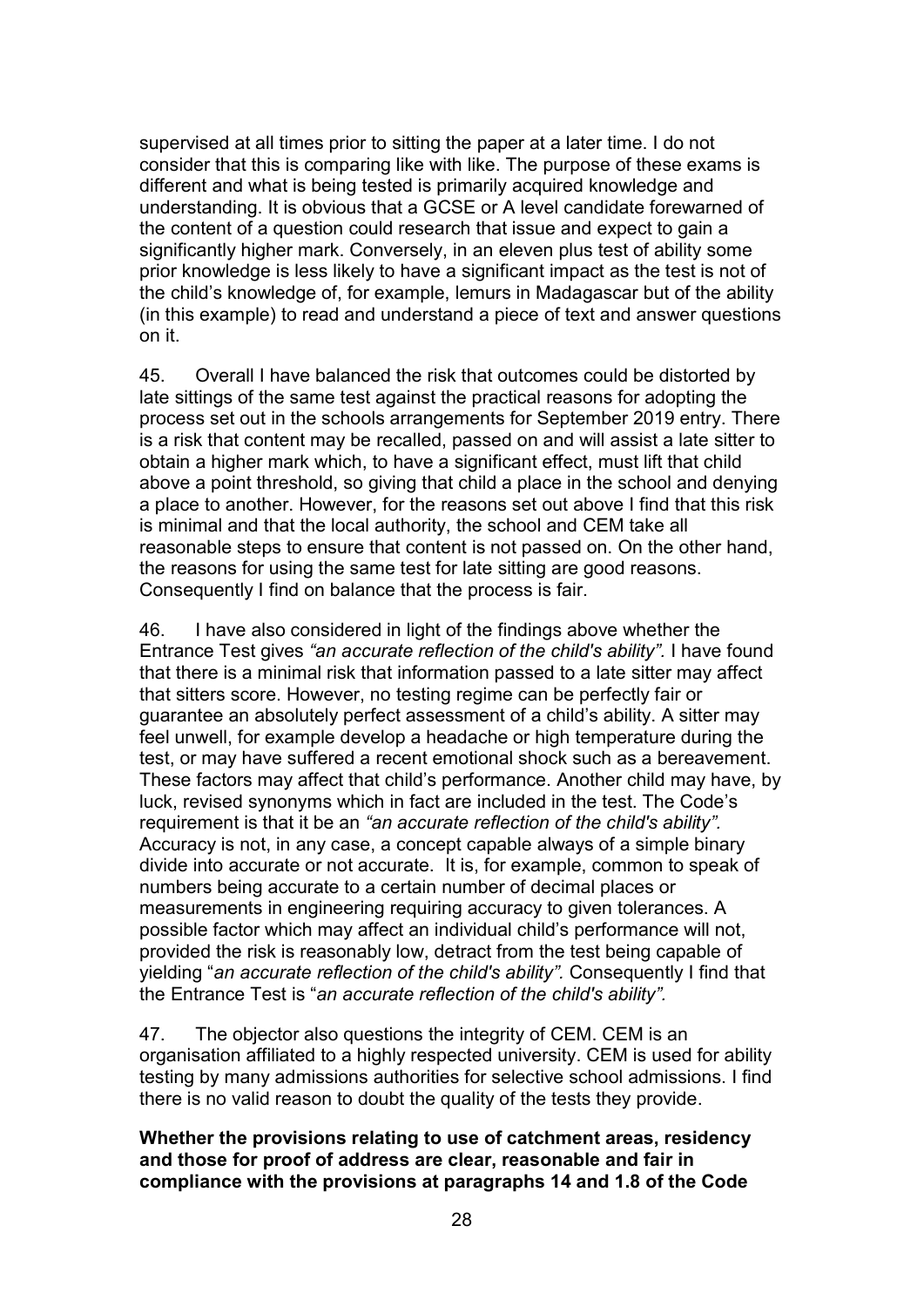supervised at all times prior to sitting the paper at a later time. I do not consider that this is comparing like with like. The purpose of these exams is different and what is being tested is primarily acquired knowledge and understanding. It is obvious that a GCSE or A level candidate forewarned of the content of a question could research that issue and expect to gain a significantly higher mark. Conversely, in an eleven plus test of ability some prior knowledge is less likely to have a significant impact as the test is not of the child's knowledge of, for example, lemurs in Madagascar but of the ability (in this example) to read and understand a piece of text and answer questions on it.

45. Overall I have balanced the risk that outcomes could be distorted by late sittings of the same test against the practical reasons for adopting the process set out in the schools arrangements for September 2019 entry. There is a risk that content may be recalled, passed on and will assist a late sitter to obtain a higher mark which, to have a significant effect, must lift that child above a point threshold, so giving that child a place in the school and denying a place to another. However, for the reasons set out above I find that this risk is minimal and that the local authority, the school and CEM take all reasonable steps to ensure that content is not passed on. On the other hand, the reasons for using the same test for late sitting are good reasons. Consequently I find on balance that the process is fair.

46. I have also considered in light of the findings above whether the Entrance Test gives *"an accurate reflection of the child's ability"*. I have found that there is a minimal risk that information passed to a late sitter may affect that sitters score. However, no testing regime can be perfectly fair or guarantee an absolutely perfect assessment of a child's ability. A sitter may feel unwell, for example develop a headache or high temperature during the test, or may have suffered a recent emotional shock such as a bereavement. These factors may affect that child's performance. Another child may have, by luck, revised synonyms which in fact are included in the test. The Code's requirement is that it be an *"an accurate reflection of the child's ability".* Accuracy is not, in any case, a concept capable always of a simple binary divide into accurate or not accurate. It is, for example, common to speak of numbers being accurate to a certain number of decimal places or measurements in engineering requiring accuracy to given tolerances. A possible factor which may affect an individual child's performance will not, provided the risk is reasonably low, detract from the test being capable of yielding "*an accurate reflection of the child's ability".* Consequently I find that the Entrance Test is "*an accurate reflection of the child's ability".*

47. The objector also questions the integrity of CEM. CEM is an organisation affiliated to a highly respected university. CEM is used for ability testing by many admissions authorities for selective school admissions. I find there is no valid reason to doubt the quality of the tests they provide.

**Whether the provisions relating to use of catchment areas, residency and those for proof of address are clear, reasonable and fair in compliance with the provisions at paragraphs 14 and 1.8 of the Code**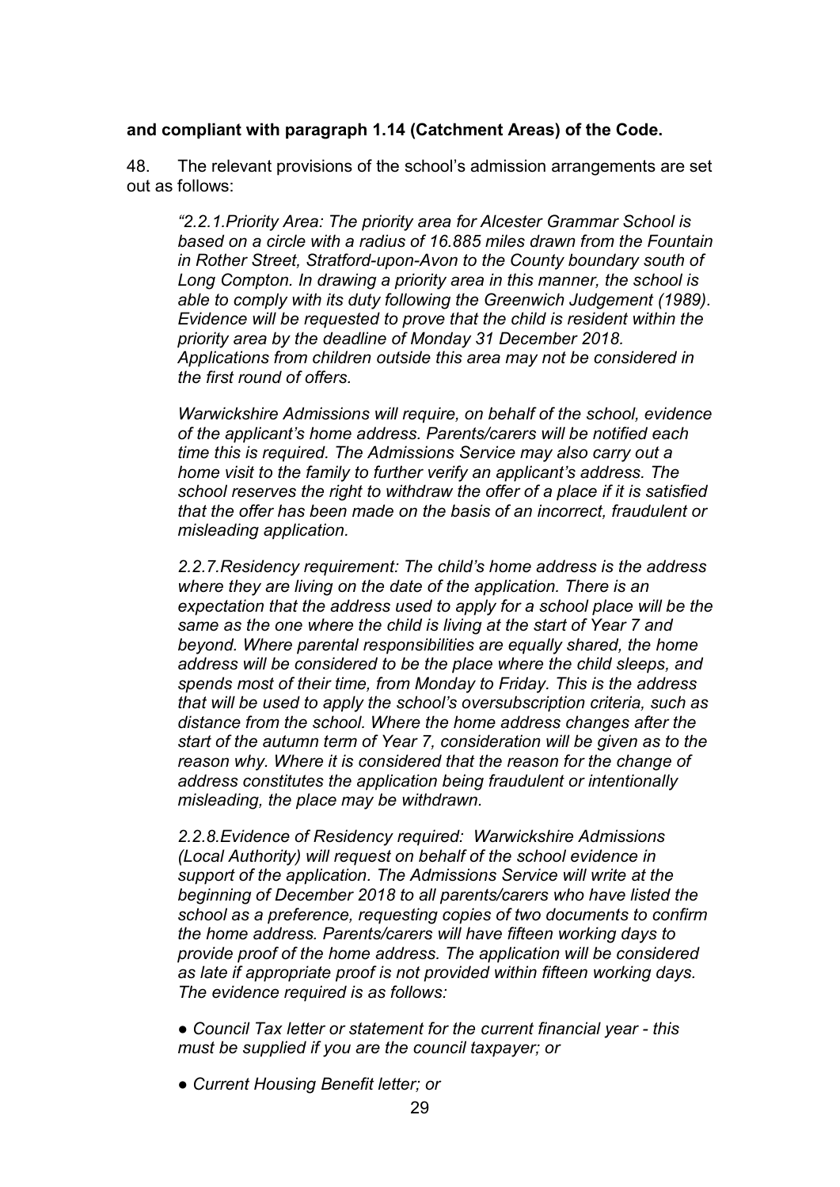**and compliant with paragraph 1.14 (Catchment Areas) of the Code.**

48. The relevant provisions of the school's admission arrangements are set out as follows:

> *"2.2.1.Priority Area: The priority area for Alcester Grammar School is based on a circle with a radius of 16.885 miles drawn from the Fountain in Rother Street, Stratford-upon-Avon to the County boundary south of Long Compton. In drawing a priority area in this manner, the school is able to comply with its duty following the Greenwich Judgement (1989). Evidence will be requested to prove that the child is resident within the priority area by the deadline of Monday 31 December 2018. Applications from children outside this area may not be considered in the first round of offers.*
>
> *Warwickshire Admissions will require, on behalf of the school, evidence of the applicant's home address. Parents/carers will be notified each time this is required. The Admissions Service may also carry out a home visit to the family to further verify an applicant's address. The school reserves the right to withdraw the offer of a place if it is satisfied that the offer has been made on the basis of an incorrect, fraudulent or misleading application.*
>
> *2.2.7.Residency requirement: The child's home address is the address where they are living on the date of the application. There is an expectation that the address used to apply for a school place will be the same as the one where the child is living at the start of Year 7 and beyond. Where parental responsibilities are equally shared, the home address will be considered to be the place where the child sleeps, and spends most of their time, from Monday to Friday. This is the address that will be used to apply the school's oversubscription criteria, such as distance from the school. Where the home address changes after the start of the autumn term of Year 7, consideration will be given as to the reason why. Where it is considered that the reason for the change of address constitutes the application being fraudulent or intentionally misleading, the place may be withdrawn.*
>
> *2.2.8.Evidence of Residency required: Warwickshire Admissions (Local Authority) will request on behalf of the school evidence in support of the application. The Admissions Service will write at the beginning of December 2018 to all parents/carers who have listed the school as a preference, requesting copies of two documents to confirm the home address. Parents/carers will have fifteen working days to provide proof of the home address. The application will be considered as late if appropriate proof is not provided within fifteen working days. The evidence required is as follows:*
>
> - *Council Tax letter or statement for the current financial year - this must be supplied if you are the council taxpayer; or*
> - *Current Housing Benefit letter; or*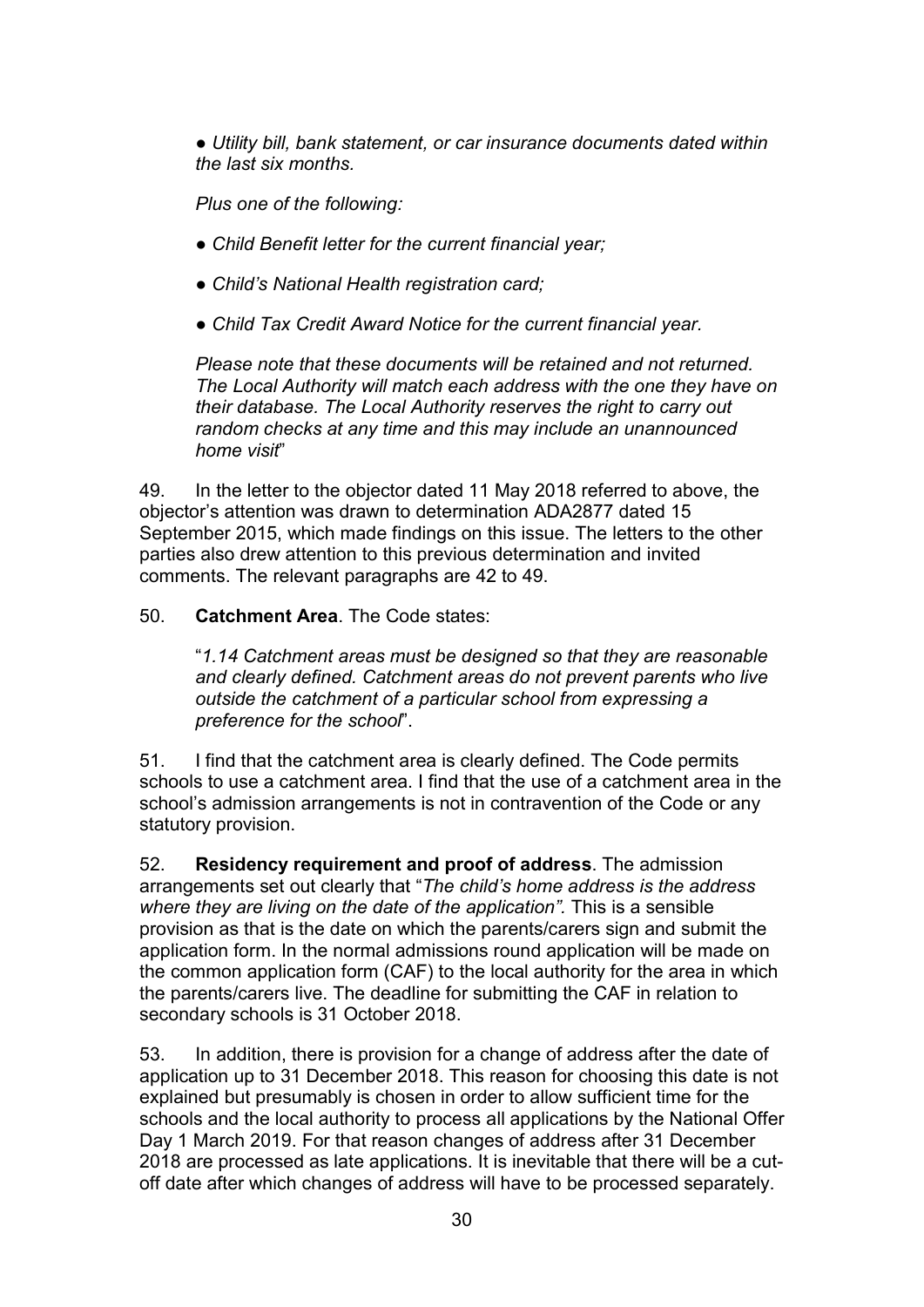> ● *Utility bill, bank statement, or car insurance documents dated within the last six months.*
>
> *Plus one of the following:*
>
> ● *Child Benefit letter for the current financial year;*
>
> ● *Child's National Health registration card;*
>
> ● *Child Tax Credit Award Notice for the current financial year.*
>
> *Please note that these documents will be retained and not returned. The Local Authority will match each address with the one they have on their database. The Local Authority reserves the right to carry out random checks at any time and this may include an unannounced home visit*"

49. In the letter to the objector dated 11 May 2018 referred to above, the objector's attention was drawn to determination ADA2877 dated 15 September 2015, which made findings on this issue. The letters to the other parties also drew attention to this previous determination and invited comments. The relevant paragraphs are 42 to 49.

50. **Catchment Area**. The Code states:

> "*1.14 Catchment areas must be designed so that they are reasonable and clearly defined. Catchment areas do not prevent parents who live outside the catchment of a particular school from expressing a preference for the school*".

51. I find that the catchment area is clearly defined. The Code permits schools to use a catchment area. I find that the use of a catchment area in the school's admission arrangements is not in contravention of the Code or any statutory provision.

52. **Residency requirement and proof of address**. The admission arrangements set out clearly that "*The child's home address is the address where they are living on the date of the application".* This is a sensible provision as that is the date on which the parents/carers sign and submit the application form. In the normal admissions round application will be made on the common application form (CAF) to the local authority for the area in which the parents/carers live. The deadline for submitting the CAF in relation to secondary schools is 31 October 2018.

53. In addition, there is provision for a change of address after the date of application up to 31 December 2018. This reason for choosing this date is not explained but presumably is chosen in order to allow sufficient time for the schools and the local authority to process all applications by the National Offer Day 1 March 2019. For that reason changes of address after 31 December 2018 are processed as late applications. It is inevitable that there will be a cut-off date after which changes of address will have to be processed separately.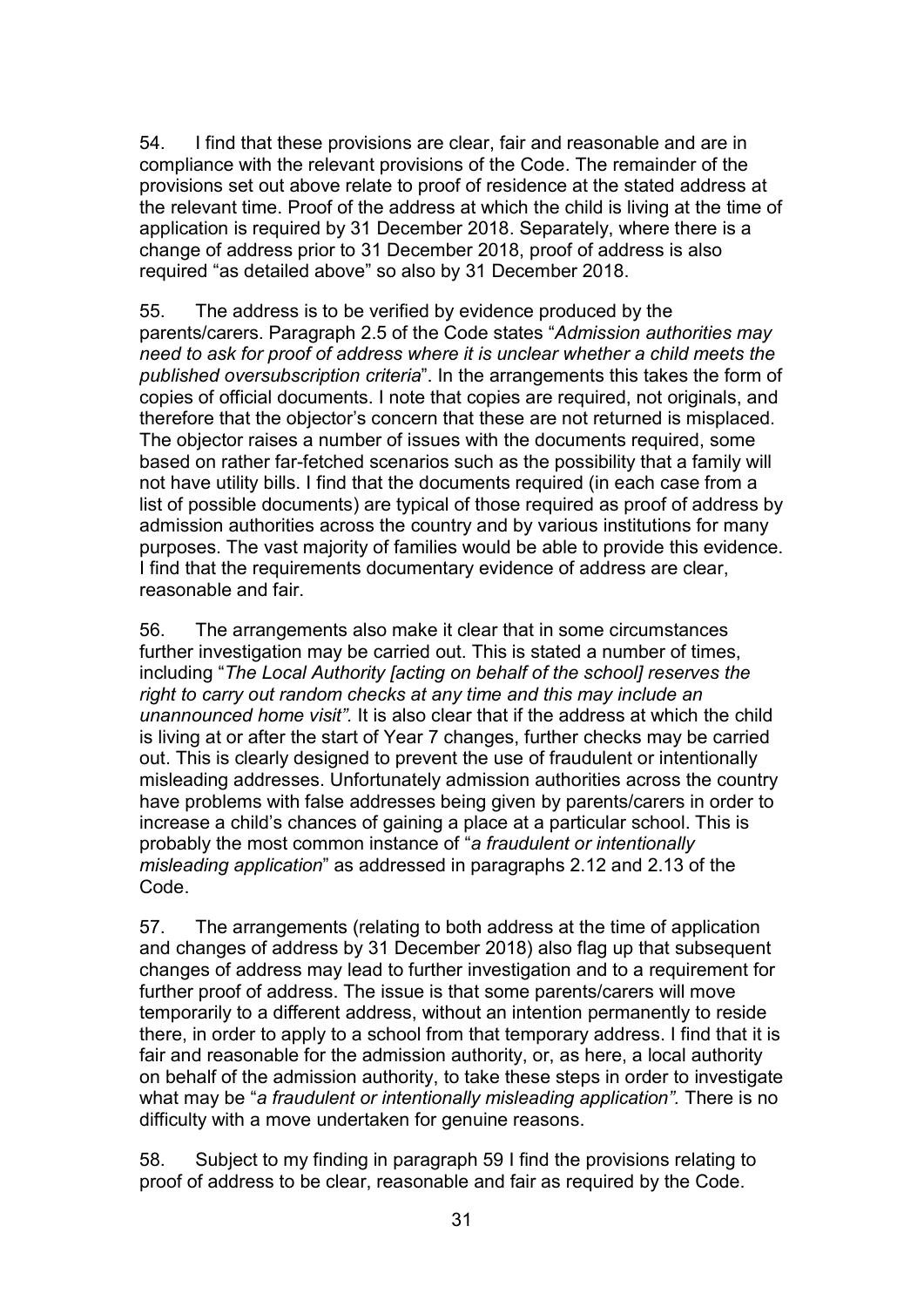54. I find that these provisions are clear, fair and reasonable and are in compliance with the relevant provisions of the Code. The remainder of the provisions set out above relate to proof of residence at the stated address at the relevant time. Proof of the address at which the child is living at the time of application is required by 31 December 2018. Separately, where there is a change of address prior to 31 December 2018, proof of address is also required "as detailed above" so also by 31 December 2018.

55. The address is to be verified by evidence produced by the parents/carers. Paragraph 2.5 of the Code states "*Admission authorities may need to ask for proof of address where it is unclear whether a child meets the published oversubscription criteria*". In the arrangements this takes the form of copies of official documents. I note that copies are required, not originals, and therefore that the objector's concern that these are not returned is misplaced. The objector raises a number of issues with the documents required, some based on rather far-fetched scenarios such as the possibility that a family will not have utility bills. I find that the documents required (in each case from a list of possible documents) are typical of those required as proof of address by admission authorities across the country and by various institutions for many purposes. The vast majority of families would be able to provide this evidence. I find that the requirements documentary evidence of address are clear, reasonable and fair.

56. The arrangements also make it clear that in some circumstances further investigation may be carried out. This is stated a number of times, including "*The Local Authority [acting on behalf of the school] reserves the right to carry out random checks at any time and this may include an unannounced home visit".* It is also clear that if the address at which the child is living at or after the start of Year 7 changes, further checks may be carried out. This is clearly designed to prevent the use of fraudulent or intentionally misleading addresses. Unfortunately admission authorities across the country have problems with false addresses being given by parents/carers in order to increase a child's chances of gaining a place at a particular school. This is probably the most common instance of "*a fraudulent or intentionally misleading application*" as addressed in paragraphs 2.12 and 2.13 of the Code.

57. The arrangements (relating to both address at the time of application and changes of address by 31 December 2018) also flag up that subsequent changes of address may lead to further investigation and to a requirement for further proof of address. The issue is that some parents/carers will move temporarily to a different address, without an intention permanently to reside there, in order to apply to a school from that temporary address. I find that it is fair and reasonable for the admission authority, or, as here, a local authority on behalf of the admission authority, to take these steps in order to investigate what may be "*a fraudulent or intentionally misleading application".* There is no difficulty with a move undertaken for genuine reasons.

58. Subject to my finding in paragraph 59 I find the provisions relating to proof of address to be clear, reasonable and fair as required by the Code.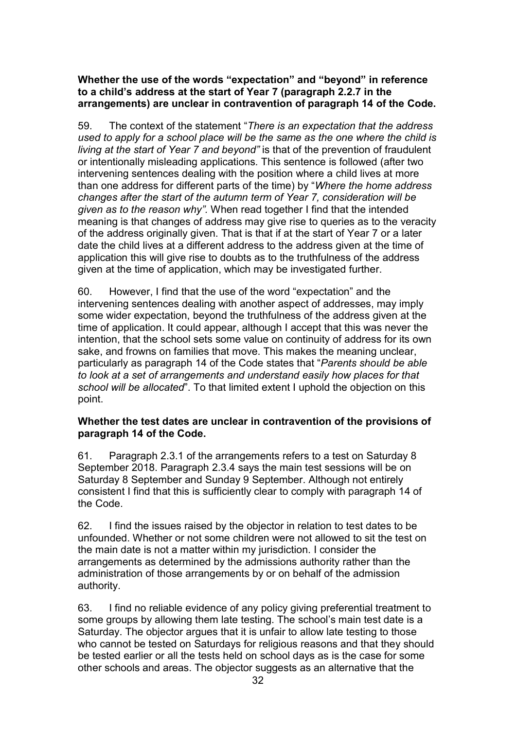**Whether the use of the words "expectation" and "beyond" in reference to a child's address at the start of Year 7 (paragraph 2.2.7 in the arrangements) are unclear in contravention of paragraph 14 of the Code.**

59. The context of the statement "*There is an expectation that the address used to apply for a school place will be the same as the one where the child is living at the start of Year 7 and beyond"* is that of the prevention of fraudulent or intentionally misleading applications. This sentence is followed (after two intervening sentences dealing with the position where a child lives at more than one address for different parts of the time) by "*Where the home address changes after the start of the autumn term of Year 7, consideration will be given as to the reason why"*. When read together I find that the intended meaning is that changes of address may give rise to queries as to the veracity of the address originally given. That is that if at the start of Year 7 or a later date the child lives at a different address to the address given at the time of application this will give rise to doubts as to the truthfulness of the address given at the time of application, which may be investigated further.

60. However, I find that the use of the word "expectation" and the intervening sentences dealing with another aspect of addresses, may imply some wider expectation, beyond the truthfulness of the address given at the time of application. It could appear, although I accept that this was never the intention, that the school sets some value on continuity of address for its own sake, and frowns on families that move. This makes the meaning unclear, particularly as paragraph 14 of the Code states that "*Parents should be able to look at a set of arrangements and understand easily how places for that school will be allocated*". To that limited extent I uphold the objection on this point.

**Whether the test dates are unclear in contravention of the provisions of paragraph 14 of the Code.**

61. Paragraph 2.3.1 of the arrangements refers to a test on Saturday 8 September 2018. Paragraph 2.3.4 says the main test sessions will be on Saturday 8 September and Sunday 9 September. Although not entirely consistent I find that this is sufficiently clear to comply with paragraph 14 of the Code.

62. I find the issues raised by the objector in relation to test dates to be unfounded. Whether or not some children were not allowed to sit the test on the main date is not a matter within my jurisdiction. I consider the arrangements as determined by the admissions authority rather than the administration of those arrangements by or on behalf of the admission authority.

63. I find no reliable evidence of any policy giving preferential treatment to some groups by allowing them late testing. The school's main test date is a Saturday. The objector argues that it is unfair to allow late testing to those who cannot be tested on Saturdays for religious reasons and that they should be tested earlier or all the tests held on school days as is the case for some other schools and areas. The objector suggests as an alternative that the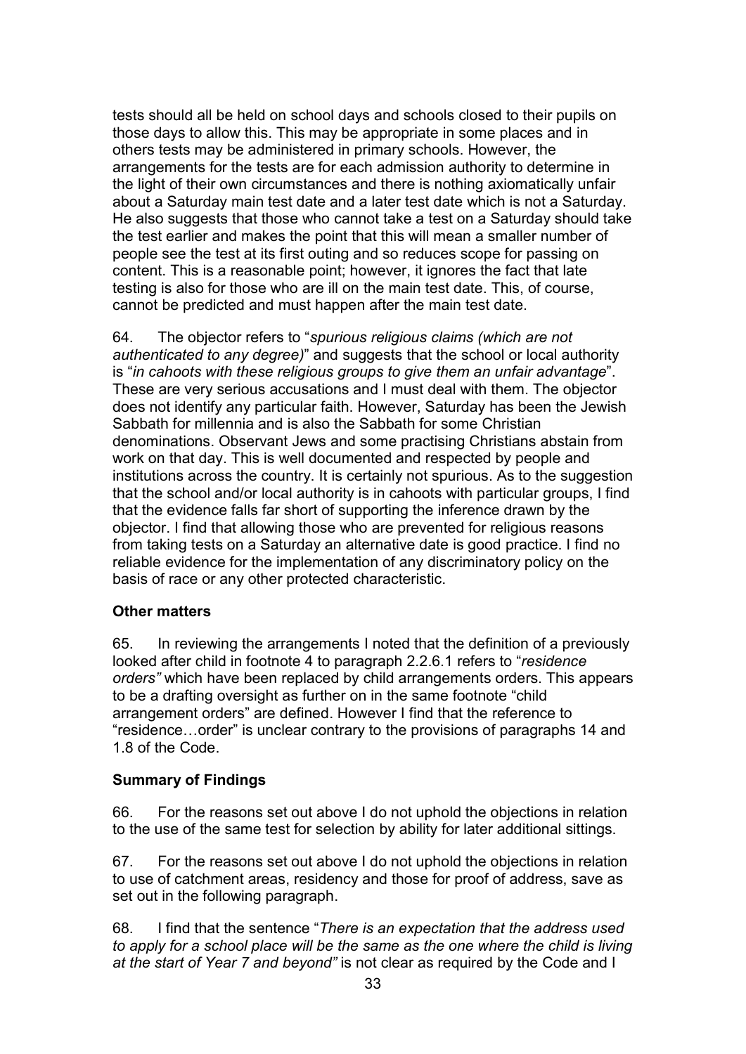tests should all be held on school days and schools closed to their pupils on those days to allow this. This may be appropriate in some places and in others tests may be administered in primary schools. However, the arrangements for the tests are for each admission authority to determine in the light of their own circumstances and there is nothing axiomatically unfair about a Saturday main test date and a later test date which is not a Saturday. He also suggests that those who cannot take a test on a Saturday should take the test earlier and makes the point that this will mean a smaller number of people see the test at its first outing and so reduces scope for passing on content. This is a reasonable point; however, it ignores the fact that late testing is also for those who are ill on the main test date. This, of course, cannot be predicted and must happen after the main test date.

64. The objector refers to "*spurious religious claims (which are not authenticated to any degree)*" and suggests that the school or local authority is "*in cahoots with these religious groups to give them an unfair advantage*". These are very serious accusations and I must deal with them. The objector does not identify any particular faith. However, Saturday has been the Jewish Sabbath for millennia and is also the Sabbath for some Christian denominations. Observant Jews and some practising Christians abstain from work on that day. This is well documented and respected by people and institutions across the country. It is certainly not spurious. As to the suggestion that the school and/or local authority is in cahoots with particular groups, I find that the evidence falls far short of supporting the inference drawn by the objector. I find that allowing those who are prevented for religious reasons from taking tests on a Saturday an alternative date is good practice. I find no reliable evidence for the implementation of any discriminatory policy on the basis of race or any other protected characteristic.

### Other matters

65. In reviewing the arrangements I noted that the definition of a previously looked after child in footnote 4 to paragraph 2.2.6.1 refers to "*residence orders"* which have been replaced by child arrangements orders. This appears to be a drafting oversight as further on in the same footnote "child arrangement orders" are defined. However I find that the reference to "residence…order" is unclear contrary to the provisions of paragraphs 14 and 1.8 of the Code.

### Summary of Findings

66. For the reasons set out above I do not uphold the objections in relation to the use of the same test for selection by ability for later additional sittings.

67. For the reasons set out above I do not uphold the objections in relation to use of catchment areas, residency and those for proof of address, save as set out in the following paragraph.

68. I find that the sentence "*There is an expectation that the address used to apply for a school place will be the same as the one where the child is living at the start of Year 7 and beyond"* is not clear as required by the Code and I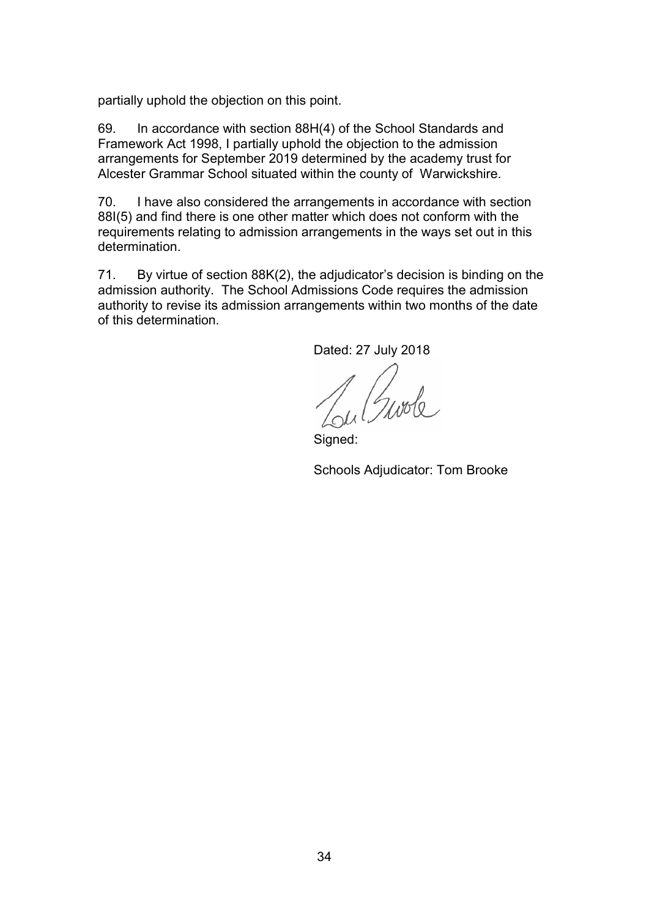partially uphold the objection on this point.

69. In accordance with section 88H(4) of the School Standards and Framework Act 1998, I partially uphold the objection to the admission arrangements for September 2019 determined by the academy trust for Alcester Grammar School situated within the county of Warwickshire.

70. I have also considered the arrangements in accordance with section 88I(5) and find there is one other matter which does not conform with the requirements relating to admission arrangements in the ways set out in this determination.

71. By virtue of section 88K(2), the adjudicator's decision is binding on the admission authority. The School Admissions Code requires the admission authority to revise its admission arrangements within two months of the date of this determination.

Dated: 27 July 2018

Signed:

Schools Adjudicator: Tom Brooke